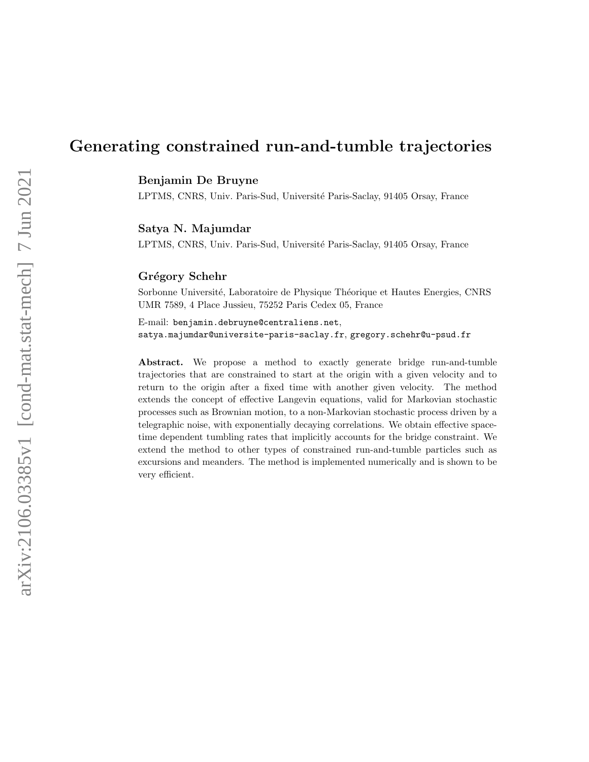# Generating constrained run-and-tumble trajectories

**Benjamin De Bruyne**

LPTMS, CNRS, Univ. Paris-Sud, Université Paris-Saclay, 91405 Orsay, France

**Satya N. Majumdar**

LPTMS, CNRS, Univ. Paris-Sud, Université Paris-Saclay, 91405 Orsay, France

**Grégory Schehr**

Sorbonne Université, Laboratoire de Physique Théorique et Hautes Energies, CNRS UMR 7589, 4 Place Jussieu, 75252 Paris Cedex 05, France

E-mail: benjamin.debruyne@centraliens.net, satya.majumdar@universite-paris-saclay.fr, gregory.schehr@u-psud.fr

**Abstract.** We propose a method to exactly generate bridge run-and-tumble trajectories that are constrained to start at the origin with a given velocity and to return to the origin after a fixed time with another given velocity. The method extends the concept of effective Langevin equations, valid for Markovian stochastic processes such as Brownian motion, to a non-Markovian stochastic process driven by a telegraphic noise, with exponentially decaying correlations. We obtain effective space-time dependent tumbling rates that implicitly accounts for the bridge constraint. We extend the method to other types of constrained run-and-tumble particles such as excursions and meanders. The method is implemented numerically and is shown to be very efficient.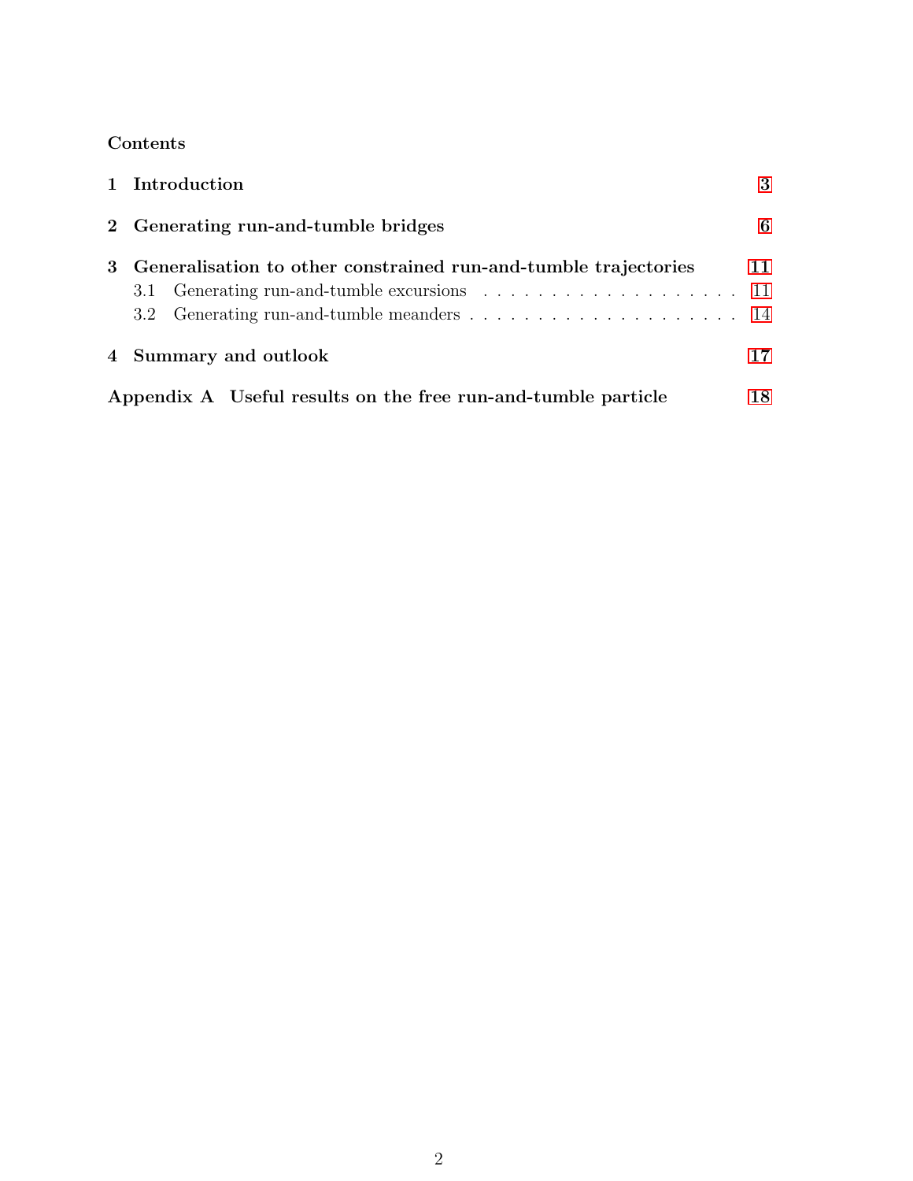## Contents

**1 Introduction** — 3

**2 Generating run-and-tumble bridges** — 6

**3 Generalisation to other constrained run-and-tumble trajectories** — 11

- 3.1 Generating run-and-tumble excursions — 11
- 3.2 Generating run-and-tumble meanders — 14

**4 Summary and outlook** — 17

**Appendix A Useful results on the free run-and-tumble particle** — 18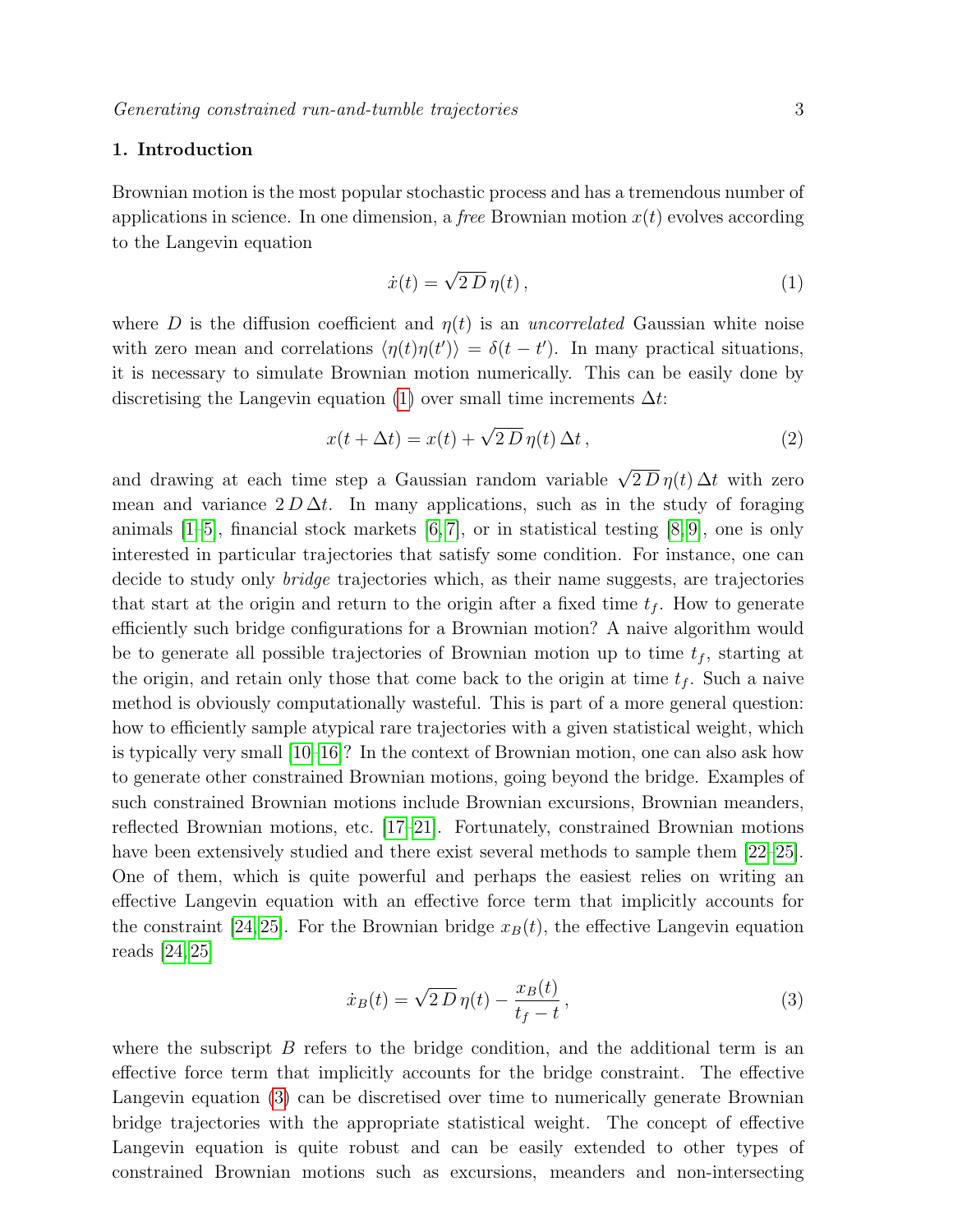## 1. Introduction

Brownian motion is the most popular stochastic process and has a tremendous number of applications in science. In one dimension, a *free* Brownian motion $x(t)$ evolves according to the Langevin equation

$$\dot{x}(t) = \sqrt{2\,D}\,\eta(t)\,, \tag{1}$$

where $D$ is the diffusion coefficient and $\eta(t)$ is an *uncorrelated* Gaussian white noise with zero mean and correlations $\langle\eta(t)\eta(t')\rangle = \delta(t-t')$. In many practical situations, it is necessary to simulate Brownian motion numerically. This can be easily done by discretising the Langevin equation (1) over small time increments $\Delta t$:

$$x(t+\Delta t) = x(t) + \sqrt{2\,D}\,\eta(t)\,\Delta t\,, \tag{2}$$

and drawing at each time step a Gaussian random variable $\sqrt{2\,D}\,\eta(t)\,\Delta t$ with zero mean and variance $2\,D\,\Delta t$. In many applications, such as in the study of foraging animals [1–5], financial stock markets [6,7], or in statistical testing [8,9], one is only interested in particular trajectories that satisfy some condition. For instance, one can decide to study only *bridge* trajectories which, as their name suggests, are trajectories that start at the origin and return to the origin after a fixed time $t_f$. How to generate efficiently such bridge configurations for a Brownian motion? A naive algorithm would be to generate all possible trajectories of Brownian motion up to time $t_f$, starting at the origin, and retain only those that come back to the origin at time $t_f$. Such a naive method is obviously computationally wasteful. This is part of a more general question: how to efficiently sample atypical rare trajectories with a given statistical weight, which is typically very small [10–16]? In the context of Brownian motion, one can also ask how to generate other constrained Brownian motions, going beyond the bridge. Examples of such constrained Brownian motions include Brownian excursions, Brownian meanders, reflected Brownian motions, etc. [17–21]. Fortunately, constrained Brownian motions have been extensively studied and there exist several methods to sample them [22–25]. One of them, which is quite powerful and perhaps the easiest relies on writing an effective Langevin equation with an effective force term that implicitly accounts for the constraint [24,25]. For the Brownian bridge $x_B(t)$, the effective Langevin equation reads [24,25]

$$\dot{x}_B(t) = \sqrt{2\,D}\,\eta(t) - \frac{x_B(t)}{t_f - t}\,, \tag{3}$$

where the subscript $B$ refers to the bridge condition, and the additional term is an effective force term that implicitly accounts for the bridge constraint. The effective Langevin equation (3) can be discretised over time to numerically generate Brownian bridge trajectories with the appropriate statistical weight. The concept of effective Langevin equation is quite robust and can be easily extended to other types of constrained Brownian motions such as excursions, meanders and non-intersecting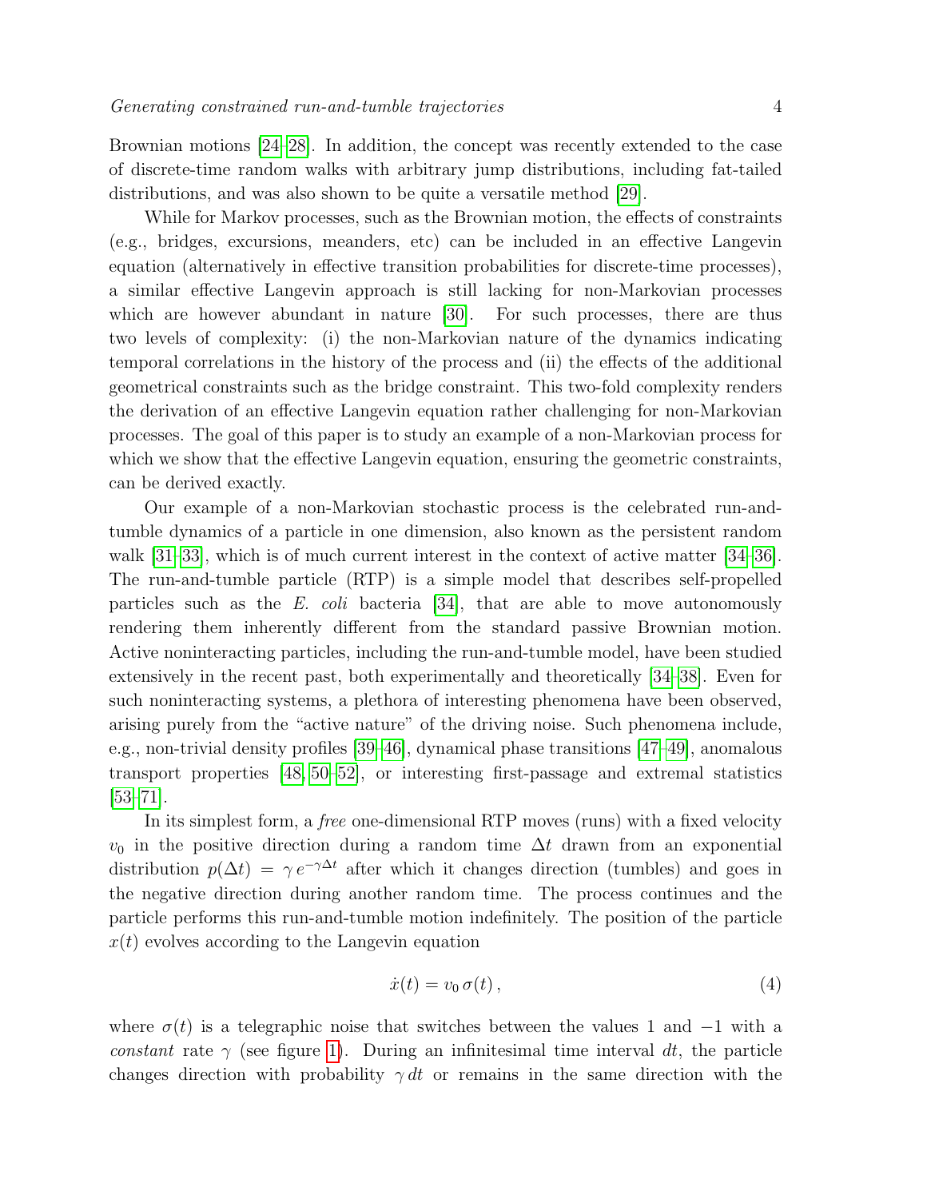Brownian motions [24–28]. In addition, the concept was recently extended to the case of discrete-time random walks with arbitrary jump distributions, including fat-tailed distributions, and was also shown to be quite a versatile method [29].

While for Markov processes, such as the Brownian motion, the effects of constraints (e.g., bridges, excursions, meanders, etc) can be included in an effective Langevin equation (alternatively in effective transition probabilities for discrete-time processes), a similar effective Langevin approach is still lacking for non-Markovian processes which are however abundant in nature [30]. For such processes, there are thus two levels of complexity: (i) the non-Markovian nature of the dynamics indicating temporal correlations in the history of the process and (ii) the effects of the additional geometrical constraints such as the bridge constraint. This two-fold complexity renders the derivation of an effective Langevin equation rather challenging for non-Markovian processes. The goal of this paper is to study an example of a non-Markovian process for which we show that the effective Langevin equation, ensuring the geometric constraints, can be derived exactly.

Our example of a non-Markovian stochastic process is the celebrated run-and-tumble dynamics of a particle in one dimension, also known as the persistent random walk [31–33], which is of much current interest in the context of active matter [34–36]. The run-and-tumble particle (RTP) is a simple model that describes self-propelled particles such as the *E. coli* bacteria [34], that are able to move autonomously rendering them inherently different from the standard passive Brownian motion. Active noninteracting particles, including the run-and-tumble model, have been studied extensively in the recent past, both experimentally and theoretically [34–38]. Even for such noninteracting systems, a plethora of interesting phenomena have been observed, arising purely from the "active nature" of the driving noise. Such phenomena include, e.g., non-trivial density profiles [39–46], dynamical phase transitions [47–49], anomalous transport properties [48, 50–52], or interesting first-passage and extremal statistics [53–71].

In its simplest form, a *free* one-dimensional RTP moves (runs) with a fixed velocity $v_0$ in the positive direction during a random time $\Delta t$ drawn from an exponential distribution $p(\Delta t) = \gamma\, e^{-\gamma \Delta t}$ after which it changes direction (tumbles) and goes in the negative direction during another random time. The process continues and the particle performs this run-and-tumble motion indefinitely. The position of the particle $x(t)$ evolves according to the Langevin equation

$$\dot{x}(t) = v_0\, \sigma(t)\,, \tag{4}$$

where $\sigma(t)$ is a telegraphic noise that switches between the values 1 and $-1$ with a *constant* rate $\gamma$ (see figure 1). During an infinitesimal time interval $dt$, the particle changes direction with probability $\gamma\, dt$ or remains in the same direction with the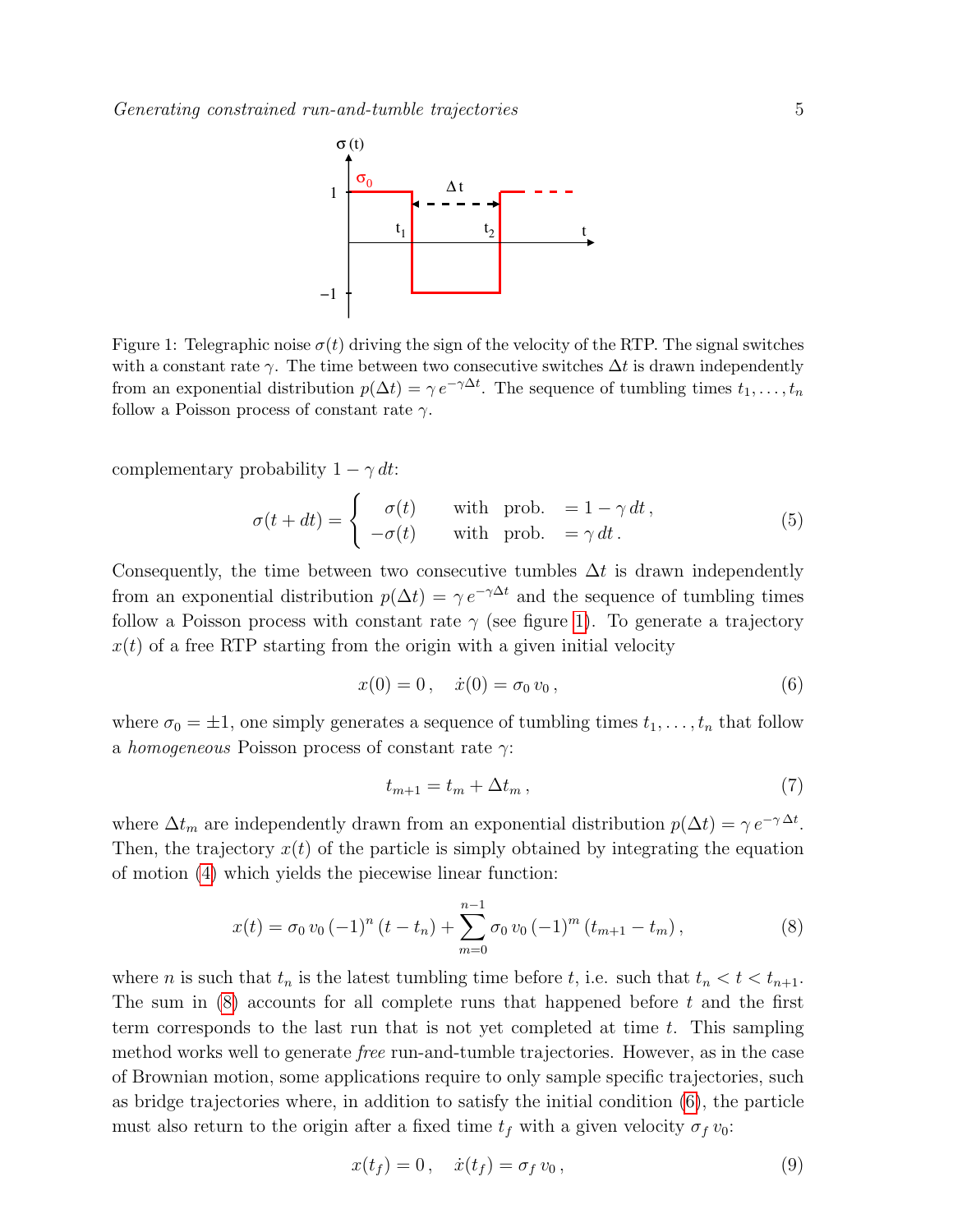Figure 1: Telegraphic noise $\sigma(t)$ driving the sign of the velocity of the RTP. The signal switches with a constant rate $\gamma$. The time between two consecutive switches $\Delta t$ is drawn independently from an exponential distribution $p(\Delta t) = \gamma\, e^{-\gamma \Delta t}$. The sequence of tumbling times $t_1, \ldots, t_n$ follow a Poisson process of constant rate $\gamma$.

complementary probability $1 - \gamma\, dt$:

$$
\sigma(t+dt) = \begin{cases} \sigma(t) & \text{with prob.} \quad = 1 - \gamma\, dt\,, \\ -\sigma(t) & \text{with prob.} \quad = \gamma\, dt\,. \end{cases} \tag{5}
$$

Consequently, the time between two consecutive tumbles $\Delta t$ is drawn independently from an exponential distribution $p(\Delta t) = \gamma\, e^{-\gamma \Delta t}$ and the sequence of tumbling times follow a Poisson process with constant rate $\gamma$ (see figure 1). To generate a trajectory $x(t)$ of a free RTP starting from the origin with a given initial velocity

$$
x(0) = 0\,, \quad \dot{x}(0) = \sigma_0\, v_0\,, \tag{6}
$$

where $\sigma_0 = \pm 1$, one simply generates a sequence of tumbling times $t_1, \ldots, t_n$ that follow a *homogeneous* Poisson process of constant rate $\gamma$:

$$
t_{m+1} = t_m + \Delta t_m\,, \tag{7}
$$

where $\Delta t_m$ are independently drawn from an exponential distribution $p(\Delta t) = \gamma\, e^{-\gamma\, \Delta t}$. Then, the trajectory $x(t)$ of the particle is simply obtained by integrating the equation of motion (4) which yields the piecewise linear function:

$$
x(t) = \sigma_0\, v_0\, (-1)^n\, (t - t_n) + \sum_{m=0}^{n-1} \sigma_0\, v_0\, (-1)^m\, (t_{m+1} - t_m)\,, \tag{8}
$$

where $n$ is such that $t_n$ is the latest tumbling time before $t$, i.e. such that $t_n < t < t_{n+1}$. The sum in (8) accounts for all complete runs that happened before $t$ and the first term corresponds to the last run that is not yet completed at time $t$. This sampling method works well to generate *free* run-and-tumble trajectories. However, as in the case of Brownian motion, some applications require to only sample specific trajectories, such as bridge trajectories where, in addition to satisfy the initial condition (6), the particle must also return to the origin after a fixed time $t_f$ with a given velocity $\sigma_f\, v_0$:

$$
x(t_f) = 0\,, \quad \dot{x}(t_f) = \sigma_f\, v_0\,, \tag{9}
$$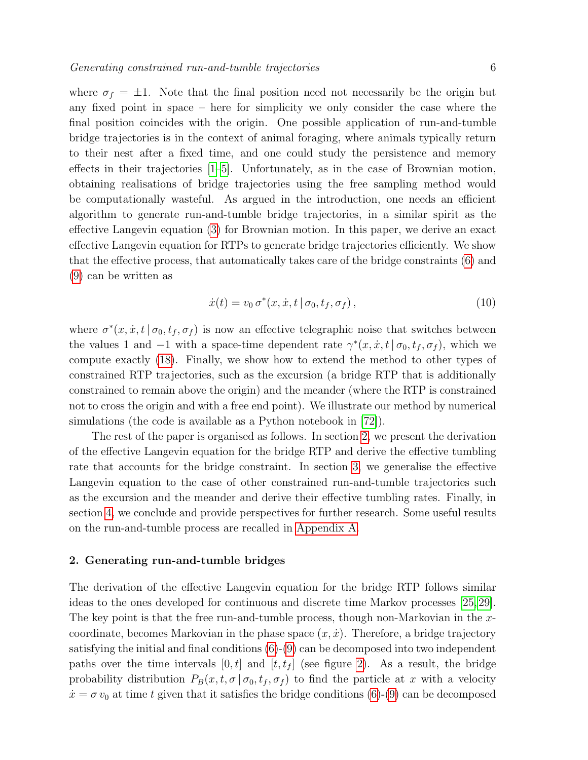where $\sigma_f = \pm 1$. Note that the final position need not necessarily be the origin but any fixed point in space – here for simplicity we only consider the case where the final position coincides with the origin. One possible application of run-and-tumble bridge trajectories is in the context of animal foraging, where animals typically return to their nest after a fixed time, and one could study the persistence and memory effects in their trajectories [1–5]. Unfortunately, as in the case of Brownian motion, obtaining realisations of bridge trajectories using the free sampling method would be computationally wasteful. As argued in the introduction, one needs an efficient algorithm to generate run-and-tumble bridge trajectories, in a similar spirit as the effective Langevin equation (3) for Brownian motion. In this paper, we derive an exact effective Langevin equation for RTPs to generate bridge trajectories efficiently. We show that the effective process, that automatically takes care of the bridge constraints (6) and (9) can be written as

$$\dot{x}(t) = v_0 \, \sigma^*(x, \dot{x}, t \,|\, \sigma_0, t_f, \sigma_f) \,, \tag{10}$$

where $\sigma^*(x, \dot{x}, t \,|\, \sigma_0, t_f, \sigma_f)$ is now an effective telegraphic noise that switches between the values 1 and $-1$ with a space-time dependent rate $\gamma^*(x, \dot{x}, t \,|\, \sigma_0, t_f, \sigma_f)$, which we compute exactly (18). Finally, we show how to extend the method to other types of constrained RTP trajectories, such as the excursion (a bridge RTP that is additionally constrained to remain above the origin) and the meander (where the RTP is constrained not to cross the origin and with a free end point). We illustrate our method by numerical simulations (the code is available as a Python notebook in [72]).

The rest of the paper is organised as follows. In section 2, we present the derivation of the effective Langevin equation for the bridge RTP and derive the effective tumbling rate that accounts for the bridge constraint. In section 3, we generalise the effective Langevin equation to the case of other constrained run-and-tumble trajectories such as the excursion and the meander and derive their effective tumbling rates. Finally, in section 4, we conclude and provide perspectives for further research. Some useful results on the run-and-tumble process are recalled in Appendix A.

## 2. Generating run-and-tumble bridges

The derivation of the effective Langevin equation for the bridge RTP follows similar ideas to the ones developed for continuous and discrete time Markov processes [25, 29]. The key point is that the free run-and-tumble process, though non-Markovian in the $x$-coordinate, becomes Markovian in the phase space $(x, \dot{x})$. Therefore, a bridge trajectory satisfying the initial and final conditions (6)-(9) can be decomposed into two independent paths over the time intervals $[0, t]$ and $[t, t_f]$ (see figure 2). As a result, the bridge probability distribution $P_B(x, t, \sigma \,|\, \sigma_0, t_f, \sigma_f)$ to find the particle at $x$ with a velocity $\dot{x} = \sigma \, v_0$ at time $t$ given that it satisfies the bridge conditions (6)-(9) can be decomposed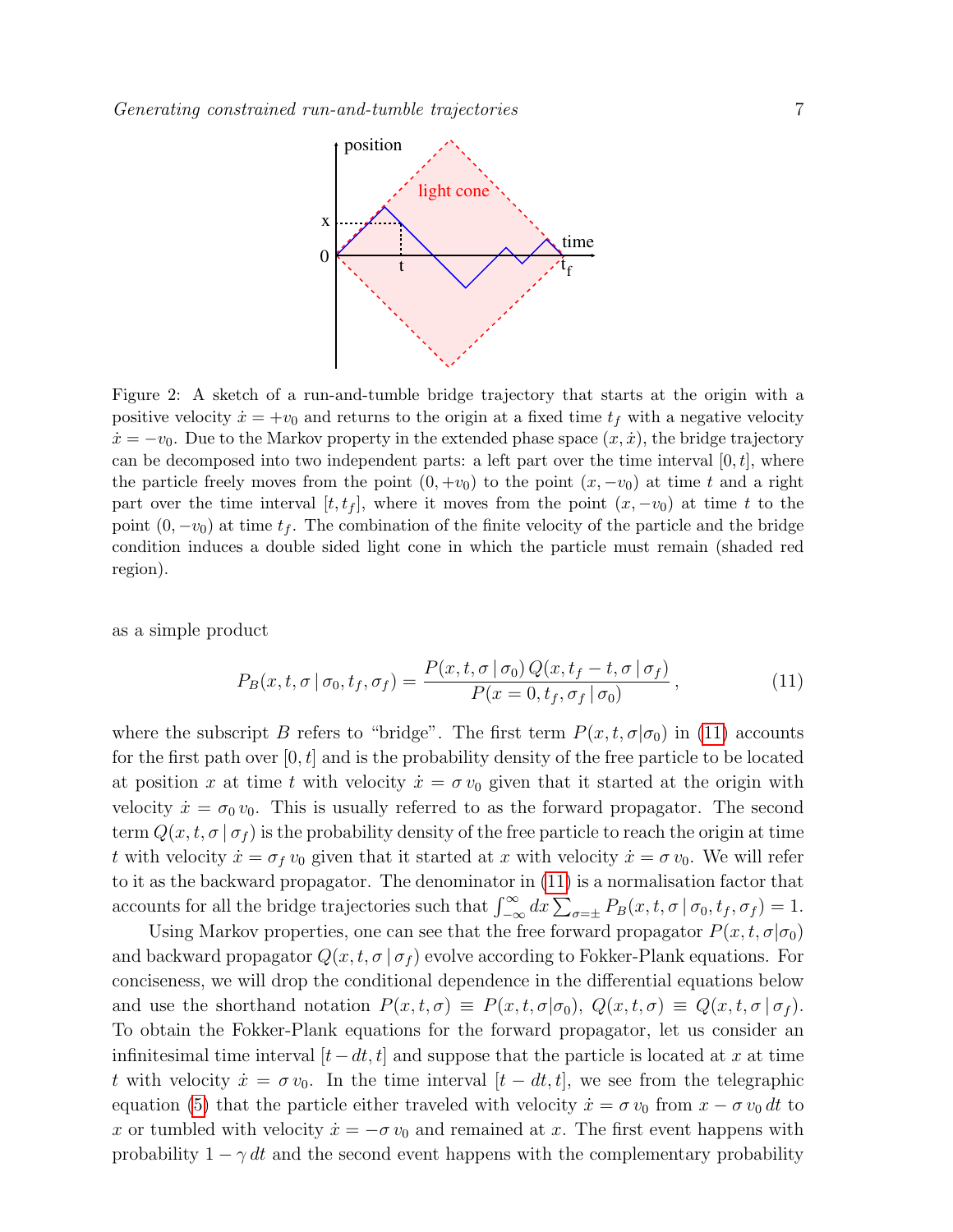Figure 2: A sketch of a run-and-tumble bridge trajectory that starts at the origin with a positive velocity $\dot{x} = +v_0$ and returns to the origin at a fixed time $t_f$ with a negative velocity $\dot{x} = -v_0$. Due to the Markov property in the extended phase space $(x, \dot{x})$, the bridge trajectory can be decomposed into two independent parts: a left part over the time interval $[0, t]$, where the particle freely moves from the point $(0, +v_0)$ to the point $(x, -v_0)$ at time $t$ and a right part over the time interval $[t, t_f]$, where it moves from the point $(x, -v_0)$ at time $t$ to the point $(0, -v_0)$ at time $t_f$. The combination of the finite velocity of the particle and the bridge condition induces a double sided light cone in which the particle must remain (shaded red region).

as a simple product

$$P_B(x, t, \sigma \,|\, \sigma_0, t_f, \sigma_f) = \frac{P(x, t, \sigma \,|\, \sigma_0)\, Q(x, t_f - t, \sigma \,|\, \sigma_f)}{P(x = 0, t_f, \sigma_f \,|\, \sigma_0)}\,, \tag{11}$$

where the subscript $B$ refers to "bridge". The first term $P(x, t, \sigma|\sigma_0)$ in (11) accounts for the first path over $[0, t]$ and is the probability density of the free particle to be located at position $x$ at time $t$ with velocity $\dot{x} = \sigma\, v_0$ given that it started at the origin with velocity $\dot{x} = \sigma_0\, v_0$. This is usually referred to as the forward propagator. The second term $Q(x, t, \sigma \,|\, \sigma_f)$ is the probability density of the free particle to reach the origin at time $t$ with velocity $\dot{x} = \sigma_f\, v_0$ given that it started at $x$ with velocity $\dot{x} = \sigma\, v_0$. We will refer to it as the backward propagator. The denominator in (11) is a normalisation factor that accounts for all the bridge trajectories such that $\int_{-\infty}^{\infty} dx \sum_{\sigma=\pm} P_B(x, t, \sigma \,|\, \sigma_0, t_f, \sigma_f) = 1$.

Using Markov properties, one can see that the free forward propagator $P(x, t, \sigma|\sigma_0)$ and backward propagator $Q(x, t, \sigma \,|\, \sigma_f)$ evolve according to Fokker-Plank equations. For conciseness, we will drop the conditional dependence in the differential equations below and use the shorthand notation $P(x, t, \sigma) \equiv P(x, t, \sigma|\sigma_0)$, $Q(x, t, \sigma) \equiv Q(x, t, \sigma \,|\, \sigma_f)$. To obtain the Fokker-Plank equations for the forward propagator, let us consider an infinitesimal time interval $[t - dt, t]$ and suppose that the particle is located at $x$ at time $t$ with velocity $\dot{x} = \sigma\, v_0$. In the time interval $[t - dt, t]$, we see from the telegraphic equation (5) that the particle either traveled with velocity $\dot{x} = \sigma\, v_0$ from $x - \sigma\, v_0\, dt$ to $x$ or tumbled with velocity $\dot{x} = -\sigma\, v_0$ and remained at $x$. The first event happens with probability $1 - \gamma\, dt$ and the second event happens with the complementary probability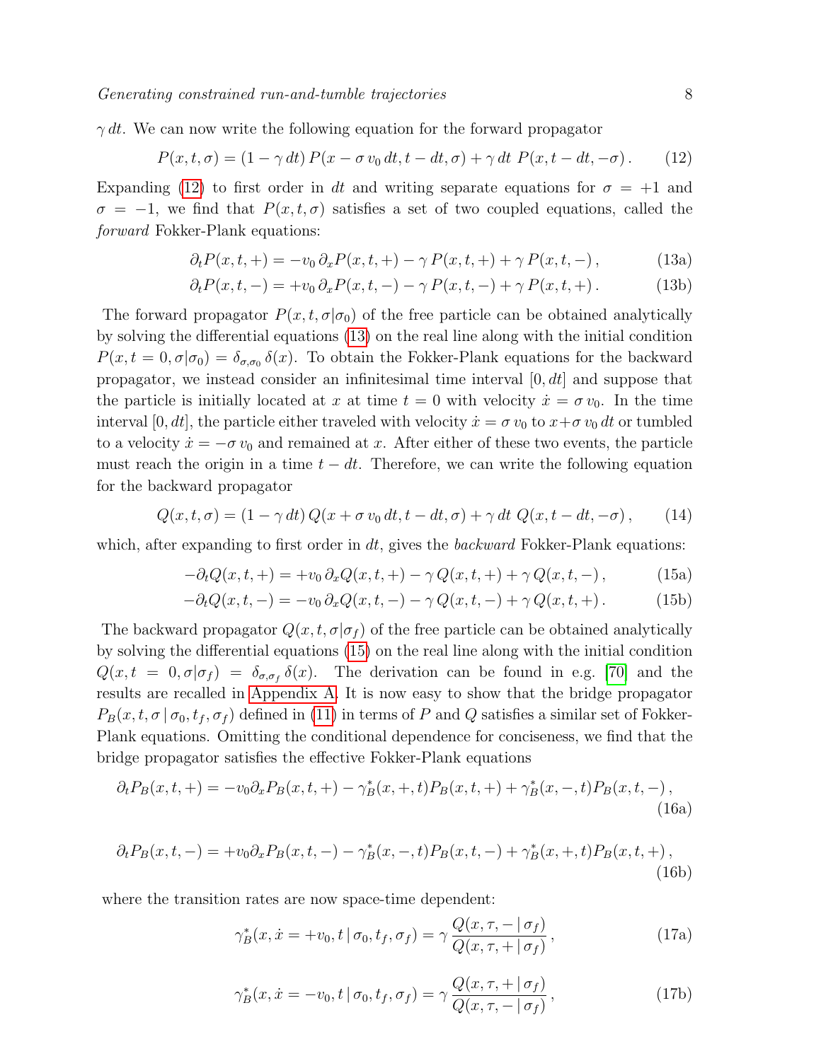$\gamma\, dt$. We can now write the following equation for the forward propagator

$$P(x,t,\sigma) = (1-\gamma\, dt)\, P(x-\sigma\, v_0\, dt, t-dt, \sigma) + \gamma\, dt\; P(x, t-dt, -\sigma)\,. \tag{12}$$

Expanding (12) to first order in $dt$ and writing separate equations for $\sigma = +1$ and $\sigma = -1$, we find that $P(x,t,\sigma)$ satisfies a set of two coupled equations, called the *forward* Fokker-Plank equations:

$$\partial_t P(x,t,+) = -v_0\, \partial_x P(x,t,+) - \gamma\, P(x,t,+) + \gamma\, P(x,t,-)\,, \tag{13a}$$

$$\partial_t P(x,t,-) = +v_0\, \partial_x P(x,t,-) - \gamma\, P(x,t,-) + \gamma\, P(x,t,+)\,. \tag{13b}$$

The forward propagator $P(x,t,\sigma|\sigma_0)$ of the free particle can be obtained analytically by solving the differential equations (13) on the real line along with the initial condition $P(x,t=0,\sigma|\sigma_0) = \delta_{\sigma,\sigma_0}\,\delta(x)$. To obtain the Fokker-Plank equations for the backward propagator, we instead consider an infinitesimal time interval $[0,dt]$ and suppose that the particle is initially located at $x$ at time $t=0$ with velocity $\dot{x} = \sigma\, v_0$. In the time interval $[0,dt]$, the particle either traveled with velocity $\dot{x} = \sigma\, v_0$ to $x + \sigma\, v_0\, dt$ or tumbled to a velocity $\dot{x} = -\sigma\, v_0$ and remained at $x$. After either of these two events, the particle must reach the origin in a time $t - dt$. Therefore, we can write the following equation for the backward propagator

$$Q(x,t,\sigma) = (1-\gamma\, dt)\, Q(x+\sigma\, v_0\, dt, t-dt, \sigma) + \gamma\, dt\; Q(x, t-dt, -\sigma)\,, \tag{14}$$

which, after expanding to first order in $dt$, gives the *backward* Fokker-Plank equations:

$$-\partial_t Q(x,t,+) = +v_0\, \partial_x Q(x,t,+) - \gamma\, Q(x,t,+) + \gamma\, Q(x,t,-)\,, \tag{15a}$$

$$-\partial_t Q(x,t,-) = -v_0\, \partial_x Q(x,t,-) - \gamma\, Q(x,t,-) + \gamma\, Q(x,t,+)\,. \tag{15b}$$

The backward propagator $Q(x,t,\sigma|\sigma_f)$ of the free particle can be obtained analytically by solving the differential equations (15) on the real line along with the initial condition $Q(x,t=0,\sigma|\sigma_f) = \delta_{\sigma,\sigma_f}\,\delta(x)$. The derivation can be found in e.g. [70] and the results are recalled in Appendix A. It is now easy to show that the bridge propagator $P_B(x,t,\sigma\,|\,\sigma_0,t_f,\sigma_f)$ defined in (11) in terms of $P$ and $Q$ satisfies a similar set of Fokker-Plank equations. Omitting the conditional dependence for conciseness, we find that the bridge propagator satisfies the effective Fokker-Plank equations

$$\partial_t P_B(x,t,+) = -v_0 \partial_x P_B(x,t,+) - \gamma_B^*(x,+,t) P_B(x,t,+) + \gamma_B^*(x,-,t) P_B(x,t,-)\,, \tag{16a}$$

$$\partial_t P_B(x,t,-) = +v_0 \partial_x P_B(x,t,-) - \gamma_B^*(x,-,t) P_B(x,t,-) + \gamma_B^*(x,+,t) P_B(x,t,+)\,, \tag{16b}$$

where the transition rates are now space-time dependent:

$$\gamma_B^*(x,\dot{x}=+v_0,t\,|\,\sigma_0,t_f,\sigma_f) = \gamma\, \frac{Q(x,\tau,-\,|\,\sigma_f)}{Q(x,\tau,+\,|\,\sigma_f)}\,, \tag{17a}$$

$$\gamma_B^*(x,\dot{x}=-v_0,t\,|\,\sigma_0,t_f,\sigma_f) = \gamma\, \frac{Q(x,\tau,+\,|\,\sigma_f)}{Q(x,\tau,-\,|\,\sigma_f)}\,, \tag{17b}$$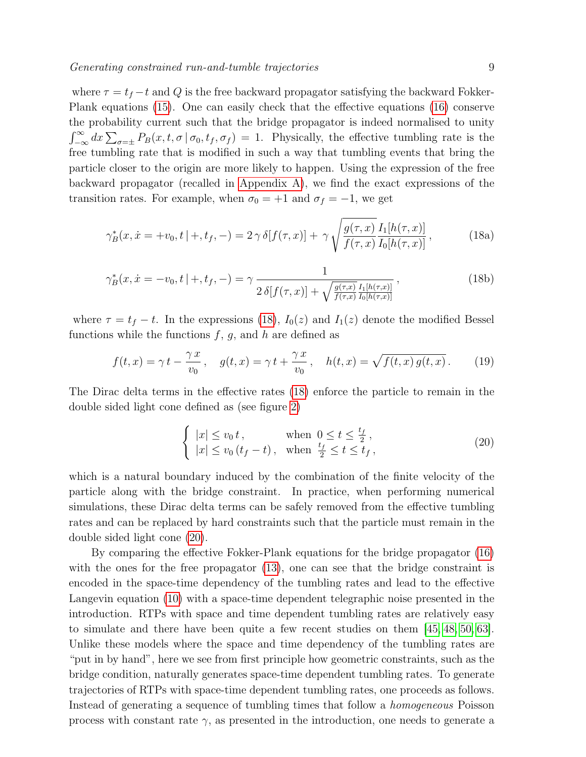where $\tau = t_f - t$ and $Q$ is the free backward propagator satisfying the backward Fokker-Plank equations (15). One can easily check that the effective equations (16) conserve the probability current such that the bridge propagator is indeed normalised to unity $\int_{-\infty}^{\infty} dx \sum_{\sigma=\pm} P_B(x,t,\sigma\,|\,\sigma_0,t_f,\sigma_f) = 1$. Physically, the effective tumbling rate is the free tumbling rate that is modified in such a way that tumbling events that bring the particle closer to the origin are more likely to happen. Using the expression of the free backward propagator (recalled in Appendix A), we find the exact expressions of the transition rates. For example, when $\sigma_0 = +1$ and $\sigma_f = -1$, we get

$$\gamma_B^*(x, \dot{x} = +v_0, t\,|\,+, t_f, -) = 2\,\gamma\,\delta[f(\tau,x)] + \gamma\sqrt{\frac{g(\tau,x)}{f(\tau,x)}}\frac{I_1[h(\tau,x)]}{I_0[h(\tau,x)]}\,, \tag{18a}$$

$$\gamma_B^*(x, \dot{x} = -v_0, t\,|\,+, t_f, -) = \gamma\,\frac{1}{2\,\delta[f(\tau,x)] + \sqrt{\frac{g(\tau,x)}{f(\tau,x)}}\frac{I_1[h(\tau,x)]}{I_0[h(\tau,x)]}}\,, \tag{18b}$$

where $\tau = t_f - t$. In the expressions (18), $I_0(z)$ and $I_1(z)$ denote the modified Bessel functions while the functions $f$, $g$, and $h$ are defined as

$$f(t,x) = \gamma\,t - \frac{\gamma\,x}{v_0}\,, \quad g(t,x) = \gamma\,t + \frac{\gamma\,x}{v_0}\,, \quad h(t,x) = \sqrt{f(t,x)\,g(t,x)}\,. \tag{19}$$

The Dirac delta terms in the effective rates (18) enforce the particle to remain in the double sided light cone defined as (see figure 2)

$$\begin{cases} |x| \leq v_0\,t\,, & \text{when } \; 0 \leq t \leq \frac{t_f}{2}\,, \\ |x| \leq v_0\,(t_f - t)\,, & \text{when } \; \frac{t_f}{2} \leq t \leq t_f\,, \end{cases} \tag{20}$$

which is a natural boundary induced by the combination of the finite velocity of the particle along with the bridge constraint. In practice, when performing numerical simulations, these Dirac delta terms can be safely removed from the effective tumbling rates and can be replaced by hard constraints such that the particle must remain in the double sided light cone (20).

By comparing the effective Fokker-Plank equations for the bridge propagator (16) with the ones for the free propagator (13), one can see that the bridge constraint is encoded in the space-time dependency of the tumbling rates and lead to the effective Langevin equation (10) with a space-time dependent telegraphic noise presented in the introduction. RTPs with space and time dependent tumbling rates are relatively easy to simulate and there have been quite a few recent studies on them [45, 48, 50, 63]. Unlike these models where the space and time dependency of the tumbling rates are "put in by hand", here we see from first principle how geometric constraints, such as the bridge condition, naturally generates space-time dependent tumbling rates. To generate trajectories of RTPs with space-time dependent tumbling rates, one proceeds as follows. Instead of generating a sequence of tumbling times that follow a *homogeneous* Poisson process with constant rate $\gamma$, as presented in the introduction, one needs to generate a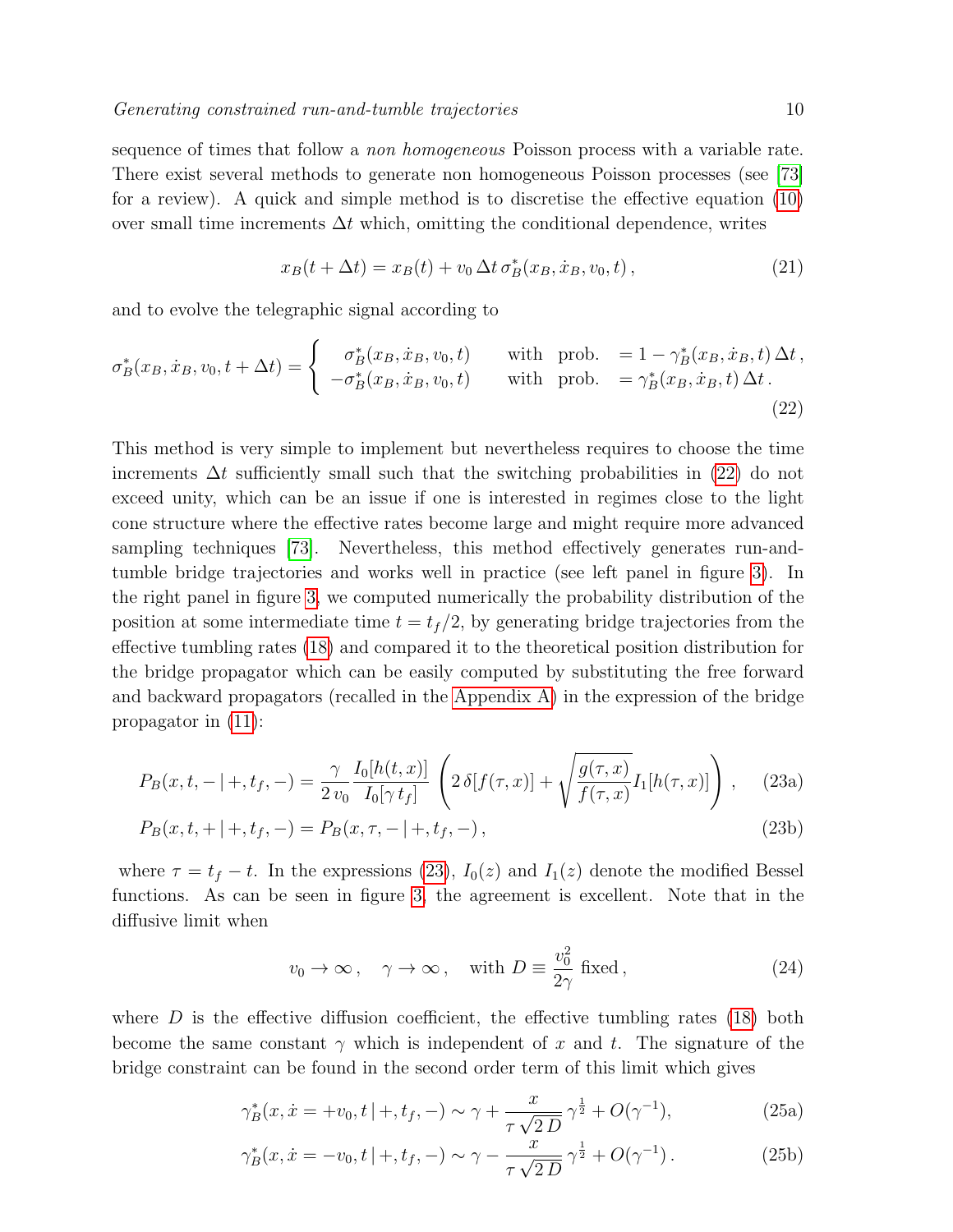sequence of times that follow a *non homogeneous* Poisson process with a variable rate. There exist several methods to generate non homogeneous Poisson processes (see [73] for a review). A quick and simple method is to discretise the effective equation (10) over small time increments $\Delta t$ which, omitting the conditional dependence, writes

$$x_B(t+\Delta t) = x_B(t) + v_0\,\Delta t\,\sigma_B^*(x_B, \dot{x}_B, v_0, t)\,, \tag{21}$$

and to evolve the telegraphic signal according to

$$\sigma_B^*(x_B, \dot{x}_B, v_0, t+\Delta t) = \begin{cases} \sigma_B^*(x_B, \dot{x}_B, v_0, t) & \text{with prob.} \quad = 1 - \gamma_B^*(x_B, \dot{x}_B, t)\,\Delta t\,, \\ -\sigma_B^*(x_B, \dot{x}_B, v_0, t) & \text{with prob.} \quad = \gamma_B^*(x_B, \dot{x}_B, t)\,\Delta t\,. \end{cases} \tag{22}$$

This method is very simple to implement but nevertheless requires to choose the time increments $\Delta t$ sufficiently small such that the switching probabilities in (22) do not exceed unity, which can be an issue if one is interested in regimes close to the light cone structure where the effective rates become large and might require more advanced sampling techniques [73]. Nevertheless, this method effectively generates run-and-tumble bridge trajectories and works well in practice (see left panel in figure 3). In the right panel in figure 3, we computed numerically the probability distribution of the position at some intermediate time $t = t_f/2$, by generating bridge trajectories from the effective tumbling rates (18) and compared it to the theoretical position distribution for the bridge propagator which can be easily computed by substituting the free forward and backward propagators (recalled in the Appendix A) in the expression of the bridge propagator in (11):

$$P_B(x,t,-\,|\,+,t_f,-) = \frac{\gamma}{2\,v_0}\,\frac{I_0[h(t,x)]}{I_0[\gamma\,t_f]}\left(2\,\delta[f(\tau,x)] + \sqrt{\frac{g(\tau,x)}{f(\tau,x)}}I_1[h(\tau,x)]\right)\,, \tag{23a}$$

$$P_B(x,t,+\,|\,+,t_f,-) = P_B(x,\tau,-\,|\,+,t_f,-)\,, \tag{23b}$$

where $\tau = t_f - t$. In the expressions (23), $I_0(z)$ and $I_1(z)$ denote the modified Bessel functions. As can be seen in figure 3, the agreement is excellent. Note that in the diffusive limit when

$$v_0 \to \infty\,,\quad \gamma \to \infty\,,\quad \text{with } D \equiv \frac{v_0^2}{2\gamma} \text{ fixed}\,, \tag{24}$$

where $D$ is the effective diffusion coefficient, the effective tumbling rates (18) both become the same constant $\gamma$ which is independent of $x$ and $t$. The signature of the bridge constraint can be found in the second order term of this limit which gives

$$\gamma_B^*(x, \dot{x} = +v_0, t\,|\,+, t_f, -) \sim \gamma + \frac{x}{\tau\sqrt{2\,D}}\,\gamma^{\frac{1}{2}} + O(\gamma^{-1}), \tag{25a}$$

$$\gamma_B^*(x, \dot{x} = -v_0, t\,|\,+, t_f, -) \sim \gamma - \frac{x}{\tau\sqrt{2\,D}}\,\gamma^{\frac{1}{2}} + O(\gamma^{-1})\,. \tag{25b}$$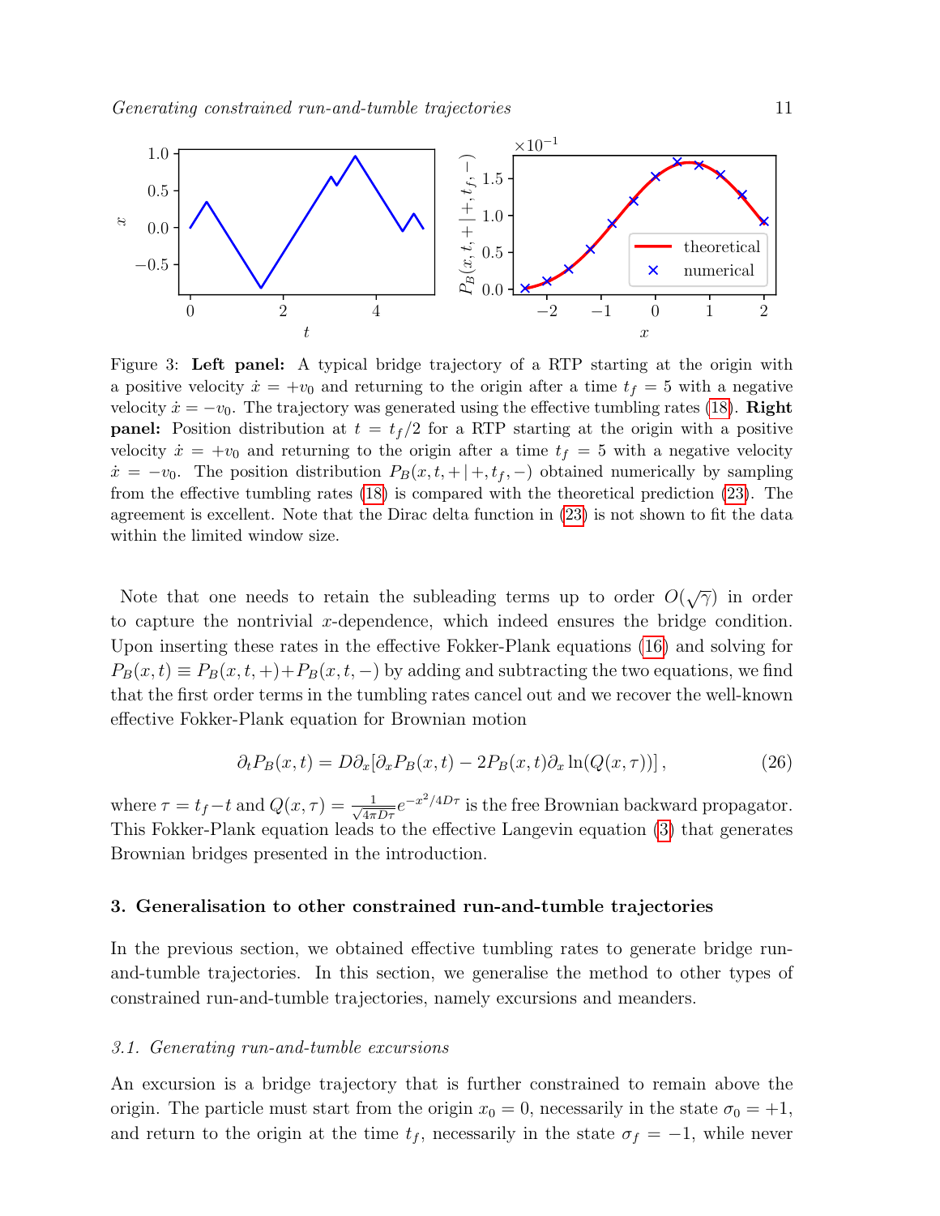Figure 3: **Left panel:** A typical bridge trajectory of a RTP starting at the origin with a positive velocity $\dot{x} = +v_0$ and returning to the origin after a time $t_f = 5$ with a negative velocity $\dot{x} = -v_0$. The trajectory was generated using the effective tumbling rates (18). **Right panel:** Position distribution at $t = t_f/2$ for a RTP starting at the origin with a positive velocity $\dot{x} = +v_0$ and returning to the origin after a time $t_f = 5$ with a negative velocity $\dot{x} = -v_0$. The position distribution $P_B(x, t, +|+, t_f, -)$ obtained numerically by sampling from the effective tumbling rates (18) is compared with the theoretical prediction (23). The agreement is excellent. Note that the Dirac delta function in (23) is not shown to fit the data within the limited window size.

Note that one needs to retain the subleading terms up to order $O(\sqrt{\gamma})$ in order to capture the nontrivial $x$-dependence, which indeed ensures the bridge condition. Upon inserting these rates in the effective Fokker-Plank equations (16) and solving for $P_B(x, t) \equiv P_B(x, t, +) + P_B(x, t, -)$ by adding and subtracting the two equations, we find that the first order terms in the tumbling rates cancel out and we recover the well-known effective Fokker-Plank equation for Brownian motion

$$\partial_t P_B(x, t) = D\partial_x[\partial_x P_B(x, t) - 2P_B(x, t)\partial_x \ln(Q(x, \tau))] , \tag{26}$$

where $\tau = t_f - t$ and $Q(x, \tau) = \frac{1}{\sqrt{4\pi D\tau}} e^{-x^2/4D\tau}$ is the free Brownian backward propagator. This Fokker-Plank equation leads to the effective Langevin equation (3) that generates Brownian bridges presented in the introduction.

## 3. Generalisation to other constrained run-and-tumble trajectories

In the previous section, we obtained effective tumbling rates to generate bridge run-and-tumble trajectories. In this section, we generalise the method to other types of constrained run-and-tumble trajectories, namely excursions and meanders.

### *3.1. Generating run-and-tumble excursions*

An excursion is a bridge trajectory that is further constrained to remain above the origin. The particle must start from the origin $x_0 = 0$, necessarily in the state $\sigma_0 = +1$, and return to the origin at the time $t_f$, necessarily in the state $\sigma_f = -1$, while never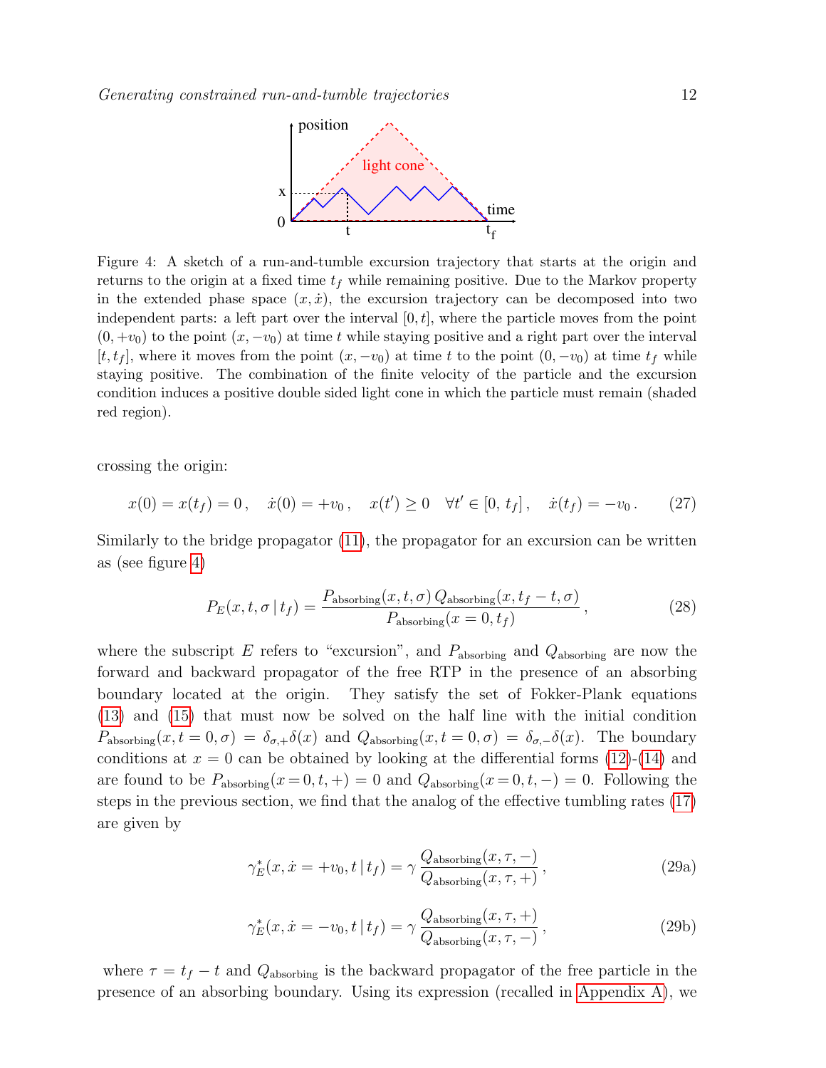Figure 4: A sketch of a run-and-tumble excursion trajectory that starts at the origin and returns to the origin at a fixed time $t_f$ while remaining positive. Due to the Markov property in the extended phase space $(x, \dot{x})$, the excursion trajectory can be decomposed into two independent parts: a left part over the interval $[0, t]$, where the particle moves from the point $(0, +v_0)$ to the point $(x, -v_0)$ at time $t$ while staying positive and a right part over the interval $[t, t_f]$, where it moves from the point $(x, -v_0)$ at time $t$ to the point $(0, -v_0)$ at time $t_f$ while staying positive. The combination of the finite velocity of the particle and the excursion condition induces a positive double sided light cone in which the particle must remain (shaded red region).

crossing the origin:

$$x(0) = x(t_f) = 0\,, \quad \dot{x}(0) = +v_0\,, \quad x(t') \geq 0 \quad \forall t' \in [0,\, t_f]\,, \quad \dot{x}(t_f) = -v_0\,. \tag{27}$$

Similarly to the bridge propagator (11), the propagator for an excursion can be written as (see figure 4)

$$P_E(x, t, \sigma \,|\, t_f) = \frac{P_{\text{absorbing}}(x, t, \sigma)\, Q_{\text{absorbing}}(x, t_f - t, \sigma)}{P_{\text{absorbing}}(x = 0, t_f)}\,, \tag{28}$$

where the subscript $E$ refers to "excursion", and $P_{\text{absorbing}}$ and $Q_{\text{absorbing}}$ are now the forward and backward propagator of the free RTP in the presence of an absorbing boundary located at the origin. They satisfy the set of Fokker-Plank equations (13) and (15) that must now be solved on the half line with the initial condition $P_{\text{absorbing}}(x, t = 0, \sigma) = \delta_{\sigma,+}\delta(x)$ and $Q_{\text{absorbing}}(x, t = 0, \sigma) = \delta_{\sigma,-}\delta(x)$. The boundary conditions at $x = 0$ can be obtained by looking at the differential forms (12)-(14) and are found to be $P_{\text{absorbing}}(x = 0, t, +) = 0$ and $Q_{\text{absorbing}}(x = 0, t, -) = 0$. Following the steps in the previous section, we find that the analog of the effective tumbling rates (17) are given by

$$\gamma_E^*(x, \dot{x} = +v_0, t \,|\, t_f) = \gamma\, \frac{Q_{\text{absorbing}}(x, \tau, -)}{Q_{\text{absorbing}}(x, \tau, +)}\,, \tag{29a}$$

$$\gamma_E^*(x, \dot{x} = -v_0, t \,|\, t_f) = \gamma\, \frac{Q_{\text{absorbing}}(x, \tau, +)}{Q_{\text{absorbing}}(x, \tau, -)}\,, \tag{29b}$$

where $\tau = t_f - t$ and $Q_{\text{absorbing}}$ is the backward propagator of the free particle in the presence of an absorbing boundary. Using its expression (recalled in Appendix A), we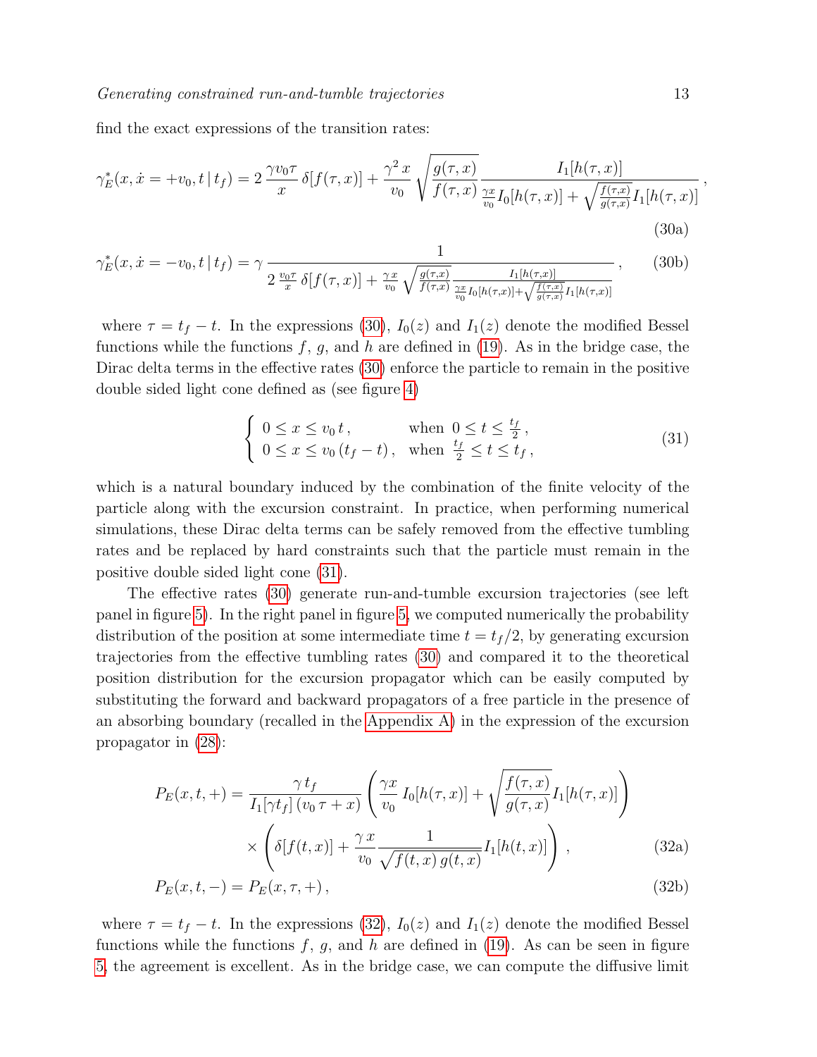find the exact expressions of the transition rates:

$$\gamma_E^*(x,\dot{x}=+v_0,t\,|\,t_f) = 2\,\frac{\gamma v_0 \tau}{x}\,\delta[f(\tau,x)] + \frac{\gamma^2\,x}{v_0}\,\sqrt{\frac{g(\tau,x)}{f(\tau,x)}}\,\frac{I_1[h(\tau,x)]}{\frac{\gamma x}{v_0} I_0[h(\tau,x)] + \sqrt{\frac{f(\tau,x)}{g(\tau,x)}} I_1[h(\tau,x)]}\,, \tag{30a}$$

$$\gamma_E^*(x,\dot{x}=-v_0,t\,|\,t_f) = \gamma\,\frac{1}{2\,\frac{v_0\tau}{x}\,\delta[f(\tau,x)] + \frac{\gamma\,x}{v_0}\,\sqrt{\frac{g(\tau,x)}{f(\tau,x)}}\,\frac{I_1[h(\tau,x)]}{\frac{\gamma x}{v_0} I_0[h(\tau,x)] + \sqrt{\frac{f(\tau,x)}{g(\tau,x)}} I_1[h(\tau,x)]}}\,, \tag{30b}$$

where $\tau = t_f - t$. In the expressions (30), $I_0(z)$ and $I_1(z)$ denote the modified Bessel functions while the functions $f$, $g$, and $h$ are defined in (19). As in the bridge case, the Dirac delta terms in the effective rates (30) enforce the particle to remain in the positive double sided light cone defined as (see figure 4)

$$\begin{cases} 0 \le x \le v_0\,t\,, & \text{when } \; 0 \le t \le \frac{t_f}{2}\,, \\ 0 \le x \le v_0\,(t_f - t)\,, & \text{when } \; \frac{t_f}{2} \le t \le t_f\,, \end{cases} \tag{31}$$

which is a natural boundary induced by the combination of the finite velocity of the particle along with the excursion constraint. In practice, when performing numerical simulations, these Dirac delta terms can be safely removed from the effective tumbling rates and be replaced by hard constraints such that the particle must remain in the positive double sided light cone (31).

The effective rates (30) generate run-and-tumble excursion trajectories (see left panel in figure 5). In the right panel in figure 5, we computed numerically the probability distribution of the position at some intermediate time $t = t_f/2$, by generating excursion trajectories from the effective tumbling rates (30) and compared it to the theoretical position distribution for the excursion propagator which can be easily computed by substituting the forward and backward propagators of a free particle in the presence of an absorbing boundary (recalled in the Appendix A) in the expression of the excursion propagator in (28):

$$\begin{aligned} P_E(x,t,+) = {} & \frac{\gamma\,t_f}{I_1[\gamma t_f]\,(v_0\,\tau + x)} \left( \frac{\gamma x}{v_0}\,I_0[h(\tau,x)] + \sqrt{\frac{f(\tau,x)}{g(\tau,x)}} I_1[h(\tau,x)] \right) \\ & \times \left( \delta[f(t,x)] + \frac{\gamma\,x}{v_0}\,\frac{1}{\sqrt{f(t,x)\,g(t,x)}} I_1[h(t,x)] \right)\,, \end{aligned} \tag{32a}$$

$$P_E(x,t,-) = P_E(x,\tau,+)\,, \tag{32b}$$

where $\tau = t_f - t$. In the expressions (32), $I_0(z)$ and $I_1(z)$ denote the modified Bessel functions while the functions $f$, $g$, and $h$ are defined in (19). As can be seen in figure 5, the agreement is excellent. As in the bridge case, we can compute the diffusive limit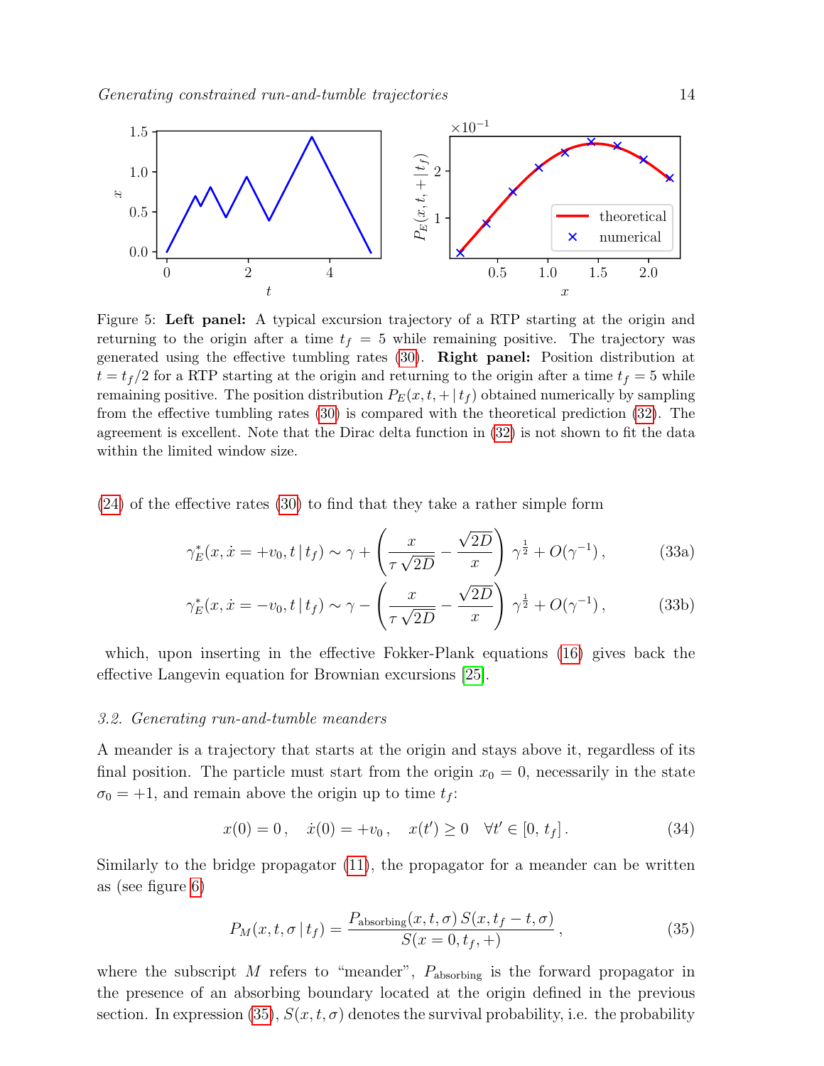Figure 5: **Left panel:** A typical excursion trajectory of a RTP starting at the origin and returning to the origin after a time $t_f = 5$ while remaining positive. The trajectory was generated using the effective tumbling rates (30). **Right panel:** Position distribution at $t = t_f/2$ for a RTP starting at the origin and returning to the origin after a time $t_f = 5$ while remaining positive. The position distribution $P_E(x, t, + \,|\, t_f)$ obtained numerically by sampling from the effective tumbling rates (30) is compared with the theoretical prediction (32). The agreement is excellent. Note that the Dirac delta function in (32) is not shown to fit the data within the limited window size.

(24) of the effective rates (30) to find that they take a rather simple form

$$\gamma_E^*(x, \dot{x} = +v_0, t \,|\, t_f) \sim \gamma + \left( \frac{x}{\tau\sqrt{2D}} - \frac{\sqrt{2D}}{x} \right) \gamma^{\frac{1}{2}} + O(\gamma^{-1}) \,, \tag{33a}$$

$$\gamma_E^*(x, \dot{x} = -v_0, t \,|\, t_f) \sim \gamma - \left( \frac{x}{\tau\sqrt{2D}} - \frac{\sqrt{2D}}{x} \right) \gamma^{\frac{1}{2}} + O(\gamma^{-1}) \,, \tag{33b}$$

which, upon inserting in the effective Fokker-Plank equations (16) gives back the effective Langevin equation for Brownian excursions [25].

### *3.2. Generating run-and-tumble meanders*

A meander is a trajectory that starts at the origin and stays above it, regardless of its final position. The particle must start from the origin $x_0 = 0$, necessarily in the state $\sigma_0 = +1$, and remain above the origin up to time $t_f$:

$$x(0) = 0 \,, \quad \dot{x}(0) = +v_0 \,, \quad x(t') \geq 0 \quad \forall t' \in [0,\, t_f] \,. \tag{34}$$

Similarly to the bridge propagator (11), the propagator for a meander can be written as (see figure 6)

$$P_M(x, t, \sigma \,|\, t_f) = \frac{P_{\text{absorbing}}(x, t, \sigma)\, S(x, t_f - t, \sigma)}{S(x = 0, t_f, +)} \,, \tag{35}$$

where the subscript $M$ refers to "meander", $P_{\text{absorbing}}$ is the forward propagator in the presence of an absorbing boundary located at the origin defined in the previous section. In expression (35), $S(x, t, \sigma)$ denotes the survival probability, i.e. the probability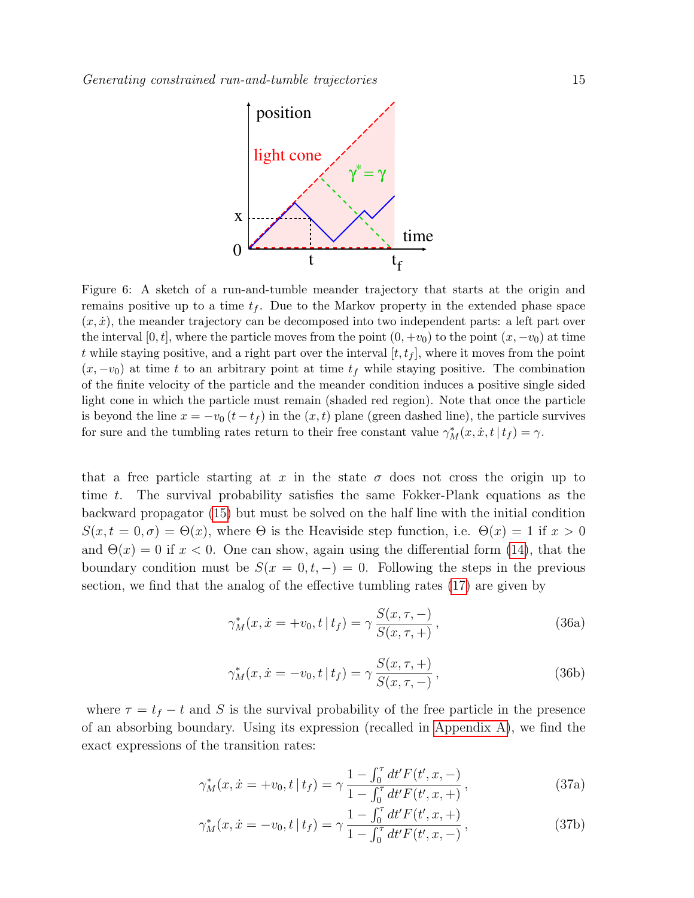Figure 6: A sketch of a run-and-tumble meander trajectory that starts at the origin and remains positive up to a time $t_f$. Due to the Markov property in the extended phase space $(x, \dot{x})$, the meander trajectory can be decomposed into two independent parts: a left part over the interval $[0, t]$, where the particle moves from the point $(0, +v_0)$ to the point $(x, -v_0)$ at time $t$ while staying positive, and a right part over the interval $[t, t_f]$, where it moves from the point $(x, -v_0)$ at time $t$ to an arbitrary point at time $t_f$ while staying positive. The combination of the finite velocity of the particle and the meander condition induces a positive single sided light cone in which the particle must remain (shaded red region). Note that once the particle is beyond the line $x = -v_0 (t - t_f)$ in the $(x, t)$ plane (green dashed line), the particle survives for sure and the tumbling rates return to their free constant value $\gamma^*_M(x, \dot{x}, t \,|\, t_f) = \gamma$.

that a free particle starting at $x$ in the state $\sigma$ does not cross the origin up to time $t$. The survival probability satisfies the same Fokker-Plank equations as the backward propagator (15) but must be solved on the half line with the initial condition $S(x, t = 0, \sigma) = \Theta(x)$, where $\Theta$ is the Heaviside step function, i.e. $\Theta(x) = 1$ if $x > 0$ and $\Theta(x) = 0$ if $x < 0$. One can show, again using the differential form (14), that the boundary condition must be $S(x = 0, t, -) = 0$. Following the steps in the previous section, we find that the analog of the effective tumbling rates (17) are given by

$$\gamma^*_M(x, \dot{x} = +v_0, t \,|\, t_f) = \gamma \, \frac{S(x, \tau, -)}{S(x, \tau, +)} \,, \tag{36a}$$

$$\gamma^*_M(x, \dot{x} = -v_0, t \,|\, t_f) = \gamma \, \frac{S(x, \tau, +)}{S(x, \tau, -)} \,, \tag{36b}$$

where $\tau = t_f - t$ and $S$ is the survival probability of the free particle in the presence of an absorbing boundary. Using its expression (recalled in Appendix A), we find the exact expressions of the transition rates:

$$\gamma^*_M(x, \dot{x} = +v_0, t \,|\, t_f) = \gamma \, \frac{1 - \int_0^\tau dt' F(t', x, -)}{1 - \int_0^\tau dt' F(t', x, +)} \,, \tag{37a}$$

$$\gamma^*_M(x, \dot{x} = -v_0, t \,|\, t_f) = \gamma \, \frac{1 - \int_0^\tau dt' F(t', x, +)}{1 - \int_0^\tau dt' F(t', x, -)} \,, \tag{37b}$$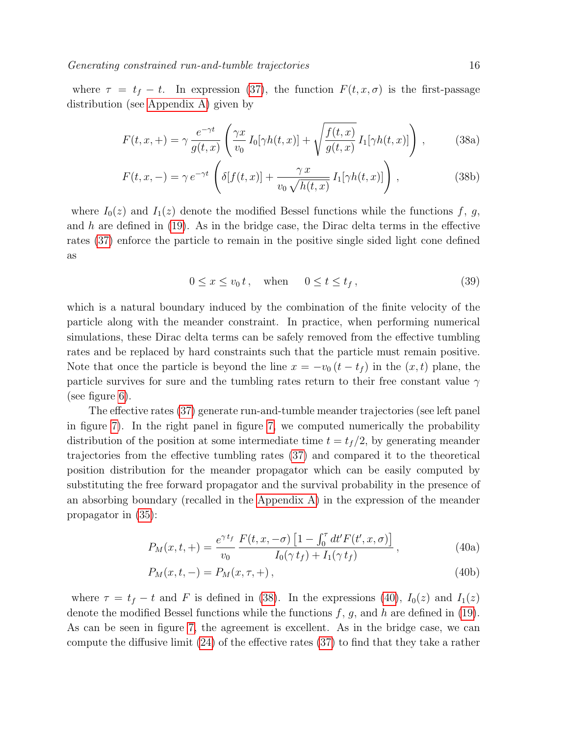where $\tau = t_f - t$. In expression (37), the function $F(t,x,\sigma)$ is the first-passage distribution (see Appendix A) given by

$$F(t,x,+) = \gamma \, \frac{e^{-\gamma t}}{g(t,x)} \left( \frac{\gamma x}{v_0} \, I_0[\gamma h(t,x)] + \sqrt{\frac{f(t,x)}{g(t,x)}} \, I_1[\gamma h(t,x)] \right) , \tag{38a}$$

$$F(t,x,-) = \gamma \, e^{-\gamma t} \left( \delta[f(t,x)] + \frac{\gamma \, x}{v_0 \sqrt{h(t,x)}} \, I_1[\gamma h(t,x)] \right) , \tag{38b}$$

where $I_0(z)$ and $I_1(z)$ denote the modified Bessel functions while the functions $f$, $g$, and $h$ are defined in (19). As in the bridge case, the Dirac delta terms in the effective rates (37) enforce the particle to remain in the positive single sided light cone defined as

$$0 \leq x \leq v_0 \, t \, , \quad \text{when} \quad 0 \leq t \leq t_f \, , \tag{39}$$

which is a natural boundary induced by the combination of the finite velocity of the particle along with the meander constraint. In practice, when performing numerical simulations, these Dirac delta terms can be safely removed from the effective tumbling rates and be replaced by hard constraints such that the particle must remain positive. Note that once the particle is beyond the line $x = -v_0 \, (t - t_f)$ in the $(x,t)$ plane, the particle survives for sure and the tumbling rates return to their free constant value $\gamma$ (see figure 6).

The effective rates (37) generate run-and-tumble meander trajectories (see left panel in figure 7). In the right panel in figure 7, we computed numerically the probability distribution of the position at some intermediate time $t = t_f/2$, by generating meander trajectories from the effective tumbling rates (37) and compared it to the theoretical position distribution for the meander propagator which can be easily computed by substituting the free forward propagator and the survival probability in the presence of an absorbing boundary (recalled in the Appendix A) in the expression of the meander propagator in (35):

$$P_M(x,t,+) = \frac{e^{\gamma \, t_f}}{v_0} \, \frac{F(t,x,-\sigma) \left[ 1 - \int_0^\tau dt' F(t',x,\sigma) \right]}{I_0(\gamma \, t_f) + I_1(\gamma \, t_f)} \, , \tag{40a}$$

$$P_M(x,t,-) = P_M(x,\tau,+) \, , \tag{40b}$$

where $\tau = t_f - t$ and $F$ is defined in (38). In the expressions (40), $I_0(z)$ and $I_1(z)$ denote the modified Bessel functions while the functions $f$, $g$, and $h$ are defined in (19). As can be seen in figure 7, the agreement is excellent. As in the bridge case, we can compute the diffusive limit (24) of the effective rates (37) to find that they take a rather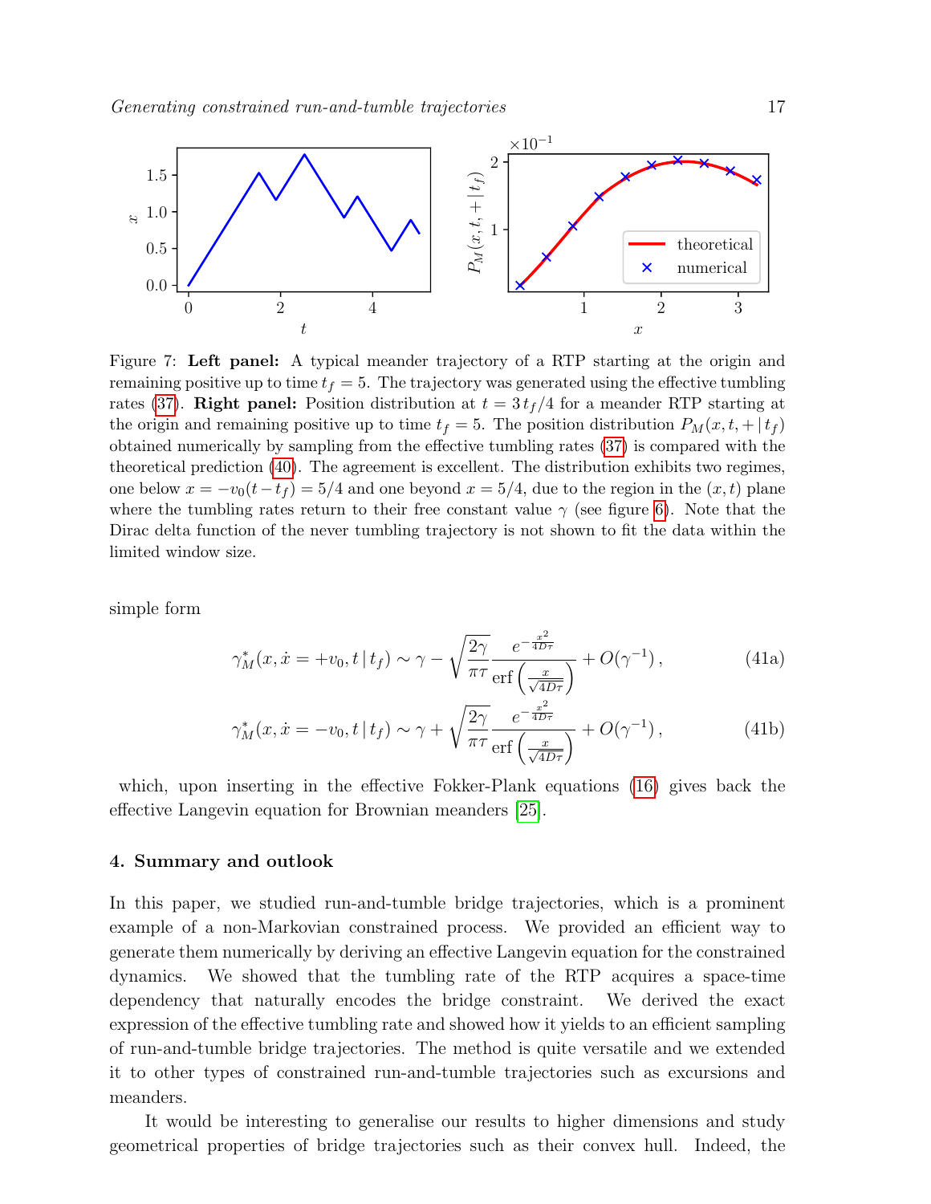Figure 7: **Left panel:** A typical meander trajectory of a RTP starting at the origin and remaining positive up to time $t_f = 5$. The trajectory was generated using the effective tumbling rates (37). **Right panel:** Position distribution at $t = 3\,t_f/4$ for a meander RTP starting at the origin and remaining positive up to time $t_f = 5$. The position distribution $P_M(x, t, +\,|\,t_f)$ obtained numerically by sampling from the effective tumbling rates (37) is compared with the theoretical prediction (40). The agreement is excellent. The distribution exhibits two regimes, one below $x = -v_0(t - t_f) = 5/4$ and one beyond $x = 5/4$, due to the region in the $(x, t)$ plane where the tumbling rates return to their free constant value $\gamma$ (see figure 6). Note that the Dirac delta function of the never tumbling trajectory is not shown to fit the data within the limited window size.

simple form

$$\gamma_M^*(x, \dot{x} = +v_0, t\,|\,t_f) \sim \gamma - \sqrt{\frac{2\gamma}{\pi\tau}} \frac{e^{-\frac{x^2}{4D\tau}}}{\mathrm{erf}\left(\frac{x}{\sqrt{4D\tau}}\right)} + O(\gamma^{-1})\,, \tag{41a}$$

$$\gamma_M^*(x, \dot{x} = -v_0, t\,|\,t_f) \sim \gamma + \sqrt{\frac{2\gamma}{\pi\tau}} \frac{e^{-\frac{x^2}{4D\tau}}}{\mathrm{erf}\left(\frac{x}{\sqrt{4D\tau}}\right)} + O(\gamma^{-1})\,, \tag{41b}$$

which, upon inserting in the effective Fokker-Plank equations (16) gives back the effective Langevin equation for Brownian meanders [25].

## 4. Summary and outlook

In this paper, we studied run-and-tumble bridge trajectories, which is a prominent example of a non-Markovian constrained process. We provided an efficient way to generate them numerically by deriving an effective Langevin equation for the constrained dynamics. We showed that the tumbling rate of the RTP acquires a space-time dependency that naturally encodes the bridge constraint. We derived the exact expression of the effective tumbling rate and showed how it yields to an efficient sampling of run-and-tumble bridge trajectories. The method is quite versatile and we extended it to other types of constrained run-and-tumble trajectories such as excursions and meanders.

It would be interesting to generalise our results to higher dimensions and study geometrical properties of bridge trajectories such as their convex hull. Indeed, the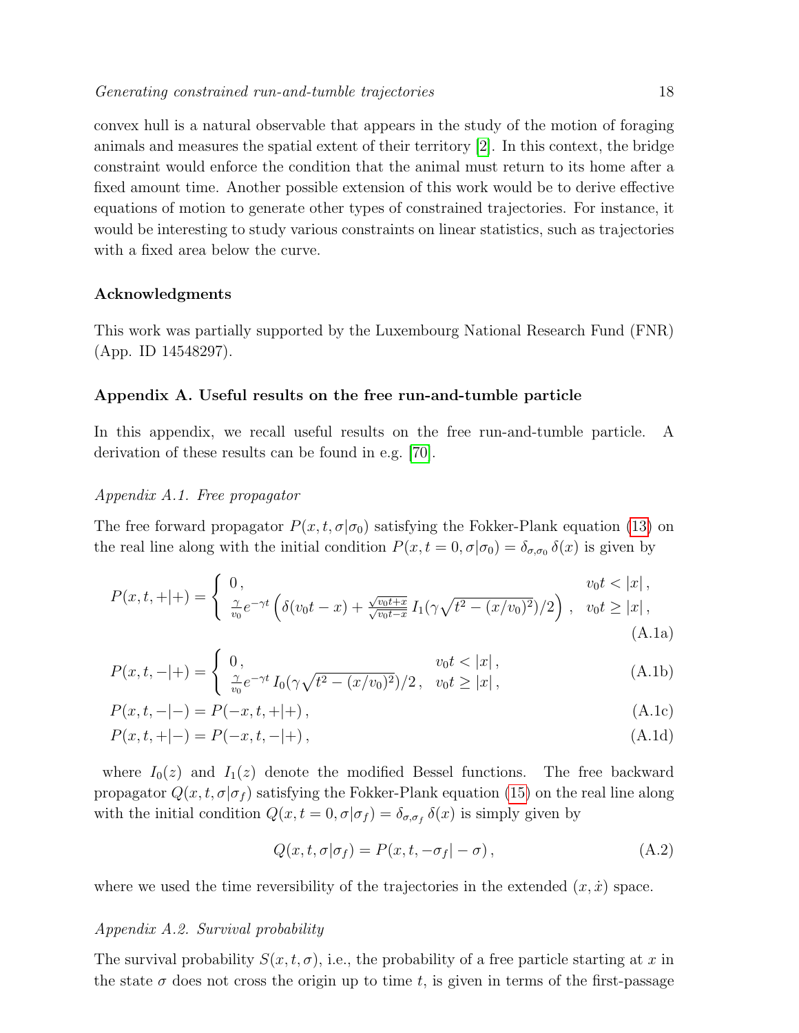convex hull is a natural observable that appears in the study of the motion of foraging animals and measures the spatial extent of their territory [2]. In this context, the bridge constraint would enforce the condition that the animal must return to its home after a fixed amount time. Another possible extension of this work would be to derive effective equations of motion to generate other types of constrained trajectories. For instance, it would be interesting to study various constraints on linear statistics, such as trajectories with a fixed area below the curve.

### Acknowledgments

This work was partially supported by the Luxembourg National Research Fund (FNR) (App. ID 14548297).

### Appendix A. Useful results on the free run-and-tumble particle

In this appendix, we recall useful results on the free run-and-tumble particle. A derivation of these results can be found in e.g. [70].

*Appendix A.1. Free propagator*

The free forward propagator $P(x,t,\sigma|\sigma_0)$ satisfying the Fokker-Plank equation (13) on the real line along with the initial condition $P(x,t=0,\sigma|\sigma_0) = \delta_{\sigma,\sigma_0}\,\delta(x)$ is given by

$$P(x,t,+|+) = \begin{cases} 0\,, & v_0 t < |x|\,, \\ \frac{\gamma}{v_0} e^{-\gamma t}\left(\delta(v_0 t - x) + \frac{\sqrt{v_0 t + x}}{\sqrt{v_0 t - x}}\, I_1(\gamma\sqrt{t^2 - (x/v_0)^2})/2\right)\,, & v_0 t \geq |x|\,, \end{cases} \tag{A.1a}$$

$$P(x,t,-|+) = \begin{cases} 0\,, & v_0 t < |x|\,, \\ \frac{\gamma}{v_0} e^{-\gamma t}\, I_0(\gamma\sqrt{t^2 - (x/v_0)^2})/2\,, & v_0 t \geq |x|\,, \end{cases} \tag{A.1b}$$

$$P(x,t,-|-) = P(-x,t,+|+)\,, \tag{A.1c}$$

$$P(x,t,+|-) = P(-x,t,-|+)\,, \tag{A.1d}$$

where $I_0(z)$ and $I_1(z)$ denote the modified Bessel functions. The free backward propagator $Q(x,t,\sigma|\sigma_f)$ satisfying the Fokker-Plank equation (15) on the real line along with the initial condition $Q(x,t=0,\sigma|\sigma_f) = \delta_{\sigma,\sigma_f}\,\delta(x)$ is simply given by

$$Q(x,t,\sigma|\sigma_f) = P(x,t,-\sigma_f|-\sigma)\,, \tag{A.2}$$

where we used the time reversibility of the trajectories in the extended $(x,\dot{x})$ space.

*Appendix A.2. Survival probability*

The survival probability $S(x,t,\sigma)$, i.e., the probability of a free particle starting at $x$ in the state $\sigma$ does not cross the origin up to time $t$, is given in terms of the first-passage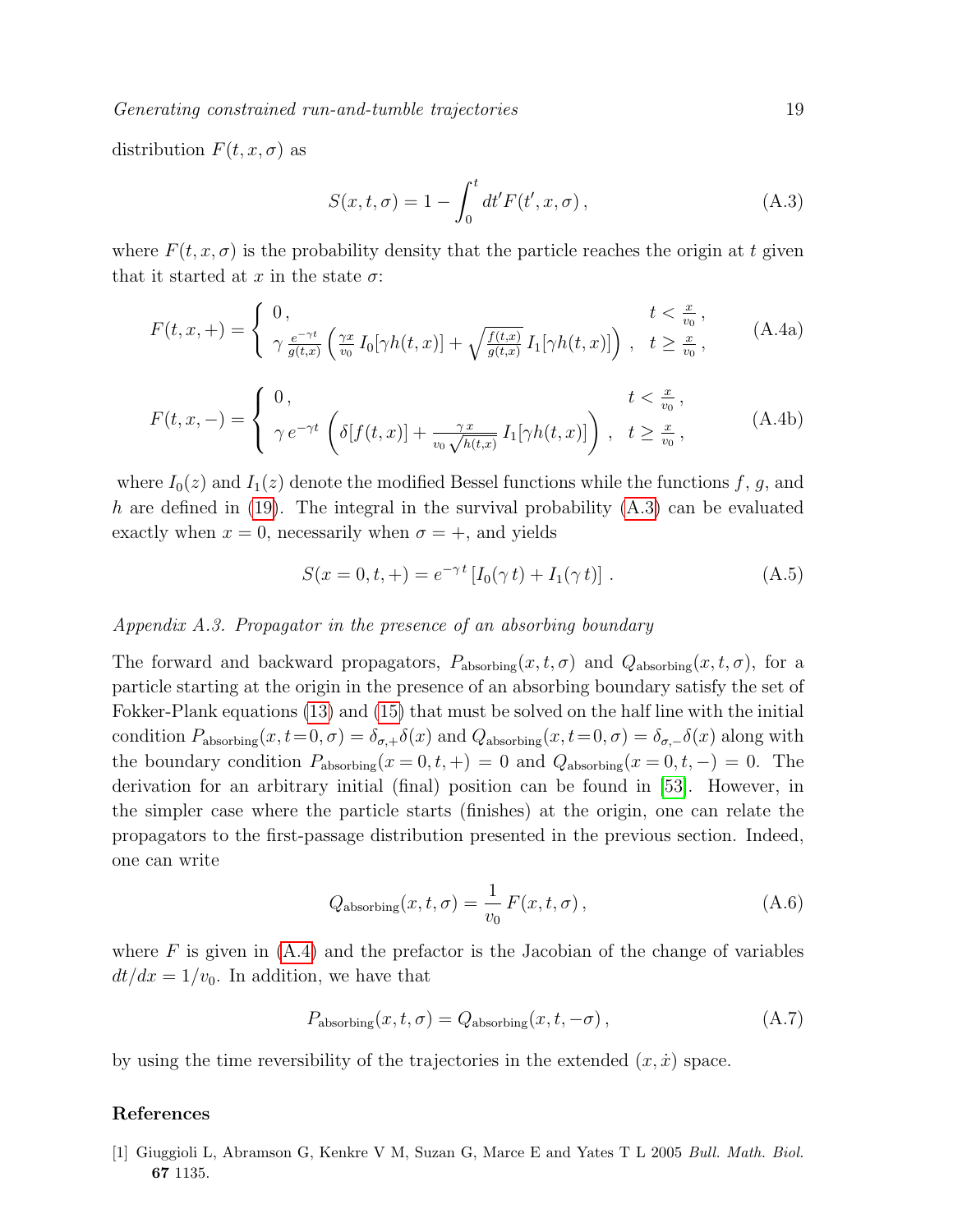distribution $F(t, x, \sigma)$ as

$$S(x, t, \sigma) = 1 - \int_0^t dt' F(t', x, \sigma)\,, \tag{A.3}$$

where $F(t, x, \sigma)$ is the probability density that the particle reaches the origin at $t$ given that it started at $x$ in the state $\sigma$:

$$F(t, x, +) = \begin{cases} 0\,, & t < \frac{x}{v_0}\,, \\ \gamma\, \frac{e^{-\gamma t}}{g(t,x)} \left( \frac{\gamma x}{v_0}\, I_0[\gamma h(t,x)] + \sqrt{\frac{f(t,x)}{g(t,x)}}\, I_1[\gamma h(t,x)] \right)\,, & t \geq \frac{x}{v_0}\,, \end{cases} \tag{A.4a}$$

$$F(t, x, -) = \begin{cases} 0\,, & t < \frac{x}{v_0}\,, \\ \gamma\, e^{-\gamma t} \left( \delta[f(t,x)] + \frac{\gamma\, x}{v_0\, \sqrt{h(t,x)}}\, I_1[\gamma h(t,x)] \right)\,, & t \geq \frac{x}{v_0}\,, \end{cases} \tag{A.4b}$$

where $I_0(z)$ and $I_1(z)$ denote the modified Bessel functions while the functions $f$, $g$, and $h$ are defined in (19). The integral in the survival probability (A.3) can be evaluated exactly when $x = 0$, necessarily when $\sigma = +$, and yields

$$S(x=0, t, +) = e^{-\gamma\, t}\left[I_0(\gamma\, t) + I_1(\gamma\, t)\right]\,. \tag{A.5}$$

*Appendix A.3. Propagator in the presence of an absorbing boundary*

The forward and backward propagators, $P_{\text{absorbing}}(x, t, \sigma)$ and $Q_{\text{absorbing}}(x, t, \sigma)$, for a particle starting at the origin in the presence of an absorbing boundary satisfy the set of Fokker-Plank equations (13) and (15) that must be solved on the half line with the initial condition $P_{\text{absorbing}}(x, t\!=\!0, \sigma) = \delta_{\sigma,+}\delta(x)$ and $Q_{\text{absorbing}}(x, t\!=\!0, \sigma) = \delta_{\sigma,-}\delta(x)$ along with the boundary condition $P_{\text{absorbing}}(x=0, t, +) = 0$ and $Q_{\text{absorbing}}(x=0, t, -) = 0$. The derivation for an arbitrary initial (final) position can be found in [53]. However, in the simpler case where the particle starts (finishes) at the origin, one can relate the propagators to the first-passage distribution presented in the previous section. Indeed, one can write

$$Q_{\text{absorbing}}(x, t, \sigma) = \frac{1}{v_0}\, F(x, t, \sigma)\,, \tag{A.6}$$

where $F$ is given in (A.4) and the prefactor is the Jacobian of the change of variables $dt/dx = 1/v_0$. In addition, we have that

$$P_{\text{absorbing}}(x, t, \sigma) = Q_{\text{absorbing}}(x, t, -\sigma)\,, \tag{A.7}$$

by using the time reversibility of the trajectories in the extended $(x, \dot{x})$ space.

## References

[1] Giuggioli L, Abramson G, Kenkre V M, Suzan G, Marce E and Yates T L 2005 *Bull. Math. Biol.* **67** 1135.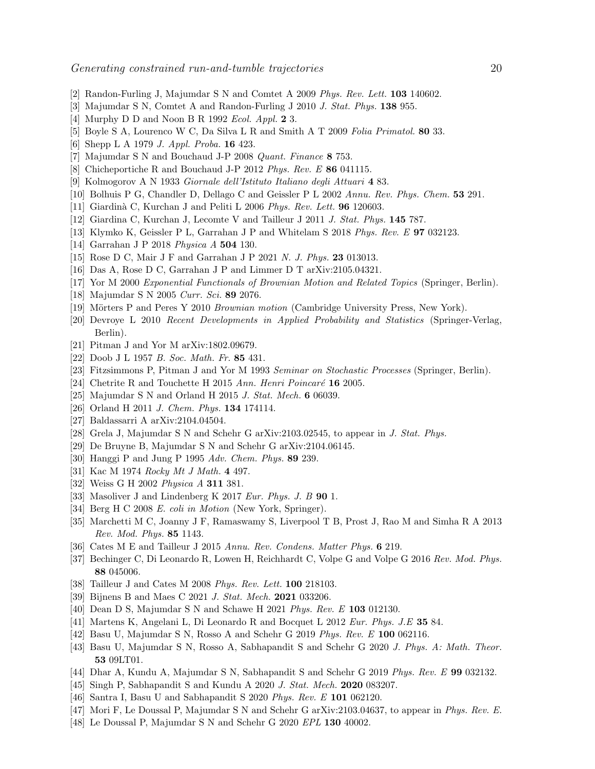[2] Randon-Furling J, Majumdar S N and Comtet A 2009 *Phys. Rev. Lett.* **103** 140602.
[3] Majumdar S N, Comtet A and Randon-Furling J 2010 *J. Stat. Phys.* **138** 955.
[4] Murphy D D and Noon B R 1992 *Ecol. Appl.* **2** 3.
[5] Boyle S A, Lourenco W C, Da Silva L R and Smith A T 2009 *Folia Primatol.* **80** 33.
[6] Shepp L A 1979 *J. Appl. Proba.* **16** 423.
[7] Majumdar S N and Bouchaud J-P 2008 *Quant. Finance* **8** 753.
[8] Chicheportiche R and Bouchaud J-P 2012 *Phys. Rev. E* **86** 041115.
[9] Kolmogorov A N 1933 *Giornale dell'Istituto Italiano degli Attuari* **4** 83.
[10] Bolhuis P G, Chandler D, Dellago C and Geissler P L 2002 *Annu. Rev. Phys. Chem.* **53** 291.
[11] Giardinà C, Kurchan J and Peliti L 2006 *Phys. Rev. Lett.* **96** 120603.
[12] Giardina C, Kurchan J, Lecomte V and Tailleur J 2011 *J. Stat. Phys.* **145** 787.
[13] Klymko K, Geissler P L, Garrahan J P and Whitelam S 2018 *Phys. Rev. E* **97** 032123.
[14] Garrahan J P 2018 *Physica A* **504** 130.
[15] Rose D C, Mair J F and Garrahan J P 2021 *N. J. Phys.* **23** 013013.
[16] Das A, Rose D C, Garrahan J P and Limmer D T arXiv:2105.04321.
[17] Yor M 2000 *Exponential Functionals of Brownian Motion and Related Topics* (Springer, Berlin).
[18] Majumdar S N 2005 *Curr. Sci.* **89** 2076.
[19] Mörters P and Peres Y 2010 *Brownian motion* (Cambridge University Press, New York).
[20] Devroye L 2010 *Recent Developments in Applied Probability and Statistics* (Springer-Verlag, Berlin).
[21] Pitman J and Yor M arXiv:1802.09679.
[22] Doob J L 1957 *B. Soc. Math. Fr.* **85** 431.
[23] Fitzsimmons P, Pitman J and Yor M 1993 *Seminar on Stochastic Processes* (Springer, Berlin).
[24] Chetrite R and Touchette H 2015 *Ann. Henri Poincaré* **16** 2005.
[25] Majumdar S N and Orland H 2015 *J. Stat. Mech.* **6** 06039.
[26] Orland H 2011 *J. Chem. Phys.* **134** 174114.
[27] Baldassarri A arXiv:2104.04504.
[28] Grela J, Majumdar S N and Schehr G arXiv:2103.02545, to appear in *J. Stat. Phys.*
[29] De Bruyne B, Majumdar S N and Schehr G arXiv:2104.06145.
[30] Hanggi P and Jung P 1995 *Adv. Chem. Phys.* **89** 239.
[31] Kac M 1974 *Rocky Mt J Math.* **4** 497.
[32] Weiss G H 2002 *Physica A* **311** 381.
[33] Masoliver J and Lindenberg K 2017 *Eur. Phys. J. B* **90** 1.
[34] Berg H C 2008 *E. coli in Motion* (New York, Springer).
[35] Marchetti M C, Joanny J F, Ramaswamy S, Liverpool T B, Prost J, Rao M and Simha R A 2013 *Rev. Mod. Phys.* **85** 1143.
[36] Cates M E and Tailleur J 2015 *Annu. Rev. Condens. Matter Phys.* **6** 219.
[37] Bechinger C, Di Leonardo R, Lowen H, Reichhardt C, Volpe G and Volpe G 2016 *Rev. Mod. Phys.* **88** 045006.
[38] Tailleur J and Cates M 2008 *Phys. Rev. Lett.* **100** 218103.
[39] Bijnens B and Maes C 2021 *J. Stat. Mech.* **2021** 033206.
[40] Dean D S, Majumdar S N and Schawe H 2021 *Phys. Rev. E* **103** 012130.
[41] Martens K, Angelani L, Di Leonardo R and Bocquet L 2012 *Eur. Phys. J.E* **35** 84.
[42] Basu U, Majumdar S N, Rosso A and Schehr G 2019 *Phys. Rev. E* **100** 062116.
[43] Basu U, Majumdar S N, Rosso A, Sabhapandit S and Schehr G 2020 *J. Phys. A: Math. Theor.* **53** 09LT01.
[44] Dhar A, Kundu A, Majumdar S N, Sabhapandit S and Schehr G 2019 *Phys. Rev. E* **99** 032132.
[45] Singh P, Sabhapandit S and Kundu A 2020 *J. Stat. Mech.* **2020** 083207.
[46] Santra I, Basu U and Sabhapandit S 2020 *Phys. Rev. E* **101** 062120.
[47] Mori F, Le Doussal P, Majumdar S N and Schehr G arXiv:2103.04637, to appear in *Phys. Rev. E.*
[48] Le Doussal P, Majumdar S N and Schehr G 2020 *EPL* **130** 40002.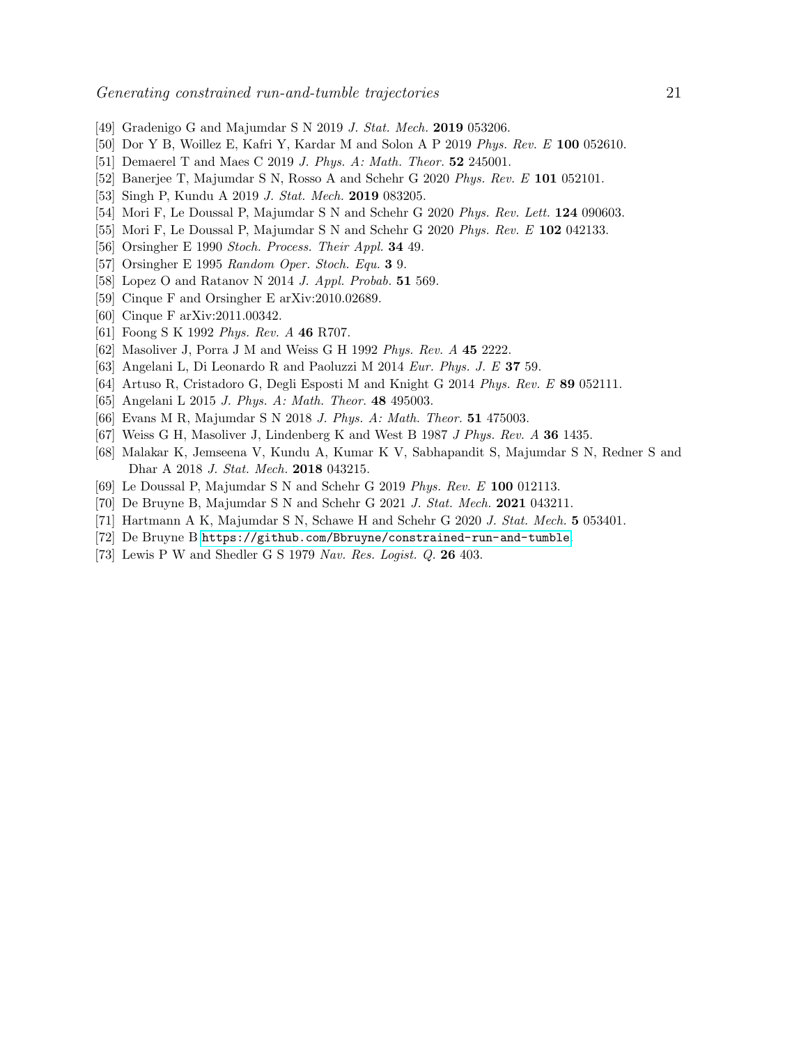[49] Gradenigo G and Majumdar S N 2019 *J. Stat. Mech.* **2019** 053206.
[50] Dor Y B, Woillez E, Kafri Y, Kardar M and Solon A P 2019 *Phys. Rev. E* **100** 052610.
[51] Demaerel T and Maes C 2019 *J. Phys. A: Math. Theor.* **52** 245001.
[52] Banerjee T, Majumdar S N, Rosso A and Schehr G 2020 *Phys. Rev. E* **101** 052101.
[53] Singh P, Kundu A 2019 *J. Stat. Mech.* **2019** 083205.
[54] Mori F, Le Doussal P, Majumdar S N and Schehr G 2020 *Phys. Rev. Lett.* **124** 090603.
[55] Mori F, Le Doussal P, Majumdar S N and Schehr G 2020 *Phys. Rev. E* **102** 042133.
[56] Orsingher E 1990 *Stoch. Process. Their Appl.* **34** 49.
[57] Orsingher E 1995 *Random Oper. Stoch. Equ.* **3** 9.
[58] Lopez O and Ratanov N 2014 *J. Appl. Probab.* **51** 569.
[59] Cinque F and Orsingher E arXiv:2010.02689.
[60] Cinque F arXiv:2011.00342.
[61] Foong S K 1992 *Phys. Rev. A* **46** R707.
[62] Masoliver J, Porra J M and Weiss G H 1992 *Phys. Rev. A* **45** 2222.
[63] Angelani L, Di Leonardo R and Paoluzzi M 2014 *Eur. Phys. J. E* **37** 59.
[64] Artuso R, Cristadoro G, Degli Esposti M and Knight G 2014 *Phys. Rev. E* **89** 052111.
[65] Angelani L 2015 *J. Phys. A: Math. Theor.* **48** 495003.
[66] Evans M R, Majumdar S N 2018 *J. Phys. A: Math. Theor.* **51** 475003.
[67] Weiss G H, Masoliver J, Lindenberg K and West B 1987 *J Phys. Rev. A* **36** 1435.
[68] Malakar K, Jemseena V, Kundu A, Kumar K V, Sabhapandit S, Majumdar S N, Redner S and Dhar A 2018 *J. Stat. Mech.* **2018** 043215.
[69] Le Doussal P, Majumdar S N and Schehr G 2019 *Phys. Rev. E* **100** 012113.
[70] De Bruyne B, Majumdar S N and Schehr G 2021 *J. Stat. Mech.* **2021** 043211.
[71] Hartmann A K, Majumdar S N, Schawe H and Schehr G 2020 *J. Stat. Mech.* **5** 053401.
[72] De Bruyne B `https://github.com/Bbruyne/constrained-run-and-tumble`
[73] Lewis P W and Shedler G S 1979 *Nav. Res. Logist. Q.* **26** 403.